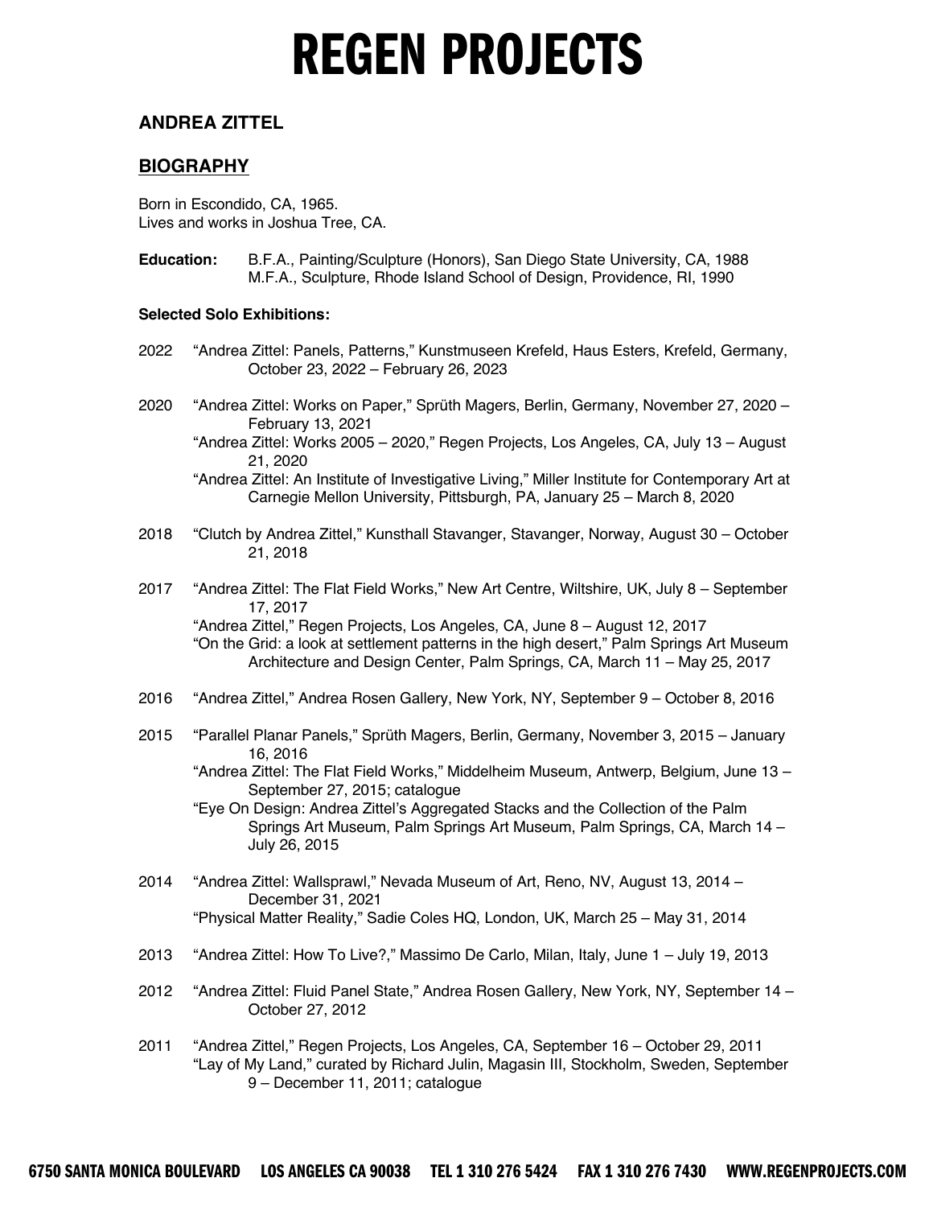# REGEN PROJECTS

## ANDREA ZITTEL

## BIOGRAPHY

Born in Escondido, CA, 1965.
Lives and works in Joshua Tree, CA.

**Education:** B.F.A., Painting/Sculpture (Honors), San Diego State University, CA, 1988
M.F.A., Sculpture, Rhode Island School of Design, Providence, RI, 1990

### Selected Solo Exhibitions:

2022 "Andrea Zittel: Panels, Patterns," Kunstmuseen Krefeld, Haus Esters, Krefeld, Germany, October 23, 2022 – February 26, 2023

2020 "Andrea Zittel: Works on Paper," Sprüth Magers, Berlin, Germany, November 27, 2020 – February 13, 2021
"Andrea Zittel: Works 2005 – 2020," Regen Projects, Los Angeles, CA, July 13 – August 21, 2020
"Andrea Zittel: An Institute of Investigative Living," Miller Institute for Contemporary Art at Carnegie Mellon University, Pittsburgh, PA, January 25 – March 8, 2020

2018 "Clutch by Andrea Zittel," Kunsthall Stavanger, Stavanger, Norway, August 30 – October 21, 2018

2017 "Andrea Zittel: The Flat Field Works," New Art Centre, Wiltshire, UK, July 8 – September 17, 2017
"Andrea Zittel," Regen Projects, Los Angeles, CA, June 8 – August 12, 2017
"On the Grid: a look at settlement patterns in the high desert," Palm Springs Art Museum Architecture and Design Center, Palm Springs, CA, March 11 – May 25, 2017

2016 "Andrea Zittel," Andrea Rosen Gallery, New York, NY, September 9 – October 8, 2016

2015 "Parallel Planar Panels," Sprüth Magers, Berlin, Germany, November 3, 2015 – January 16, 2016
"Andrea Zittel: The Flat Field Works," Middelheim Museum, Antwerp, Belgium, June 13 – September 27, 2015; catalogue
"Eye On Design: Andrea Zittel's Aggregated Stacks and the Collection of the Palm Springs Art Museum, Palm Springs Art Museum, Palm Springs, CA, March 14 – July 26, 2015

2014 "Andrea Zittel: Wallsprawl," Nevada Museum of Art, Reno, NV, August 13, 2014 – December 31, 2021
"Physical Matter Reality," Sadie Coles HQ, London, UK, March 25 – May 31, 2014

2013 "Andrea Zittel: How To Live?," Massimo De Carlo, Milan, Italy, June 1 – July 19, 2013

2012 "Andrea Zittel: Fluid Panel State," Andrea Rosen Gallery, New York, NY, September 14 – October 27, 2012

2011 "Andrea Zittel," Regen Projects, Los Angeles, CA, September 16 – October 29, 2011
"Lay of My Land," curated by Richard Julin, Magasin III, Stockholm, Sweden, September 9 – December 11, 2011; catalogue

6750 SANTA MONICA BOULEVARD LOS ANGELES CA 90038 TEL 1 310 276 5424 FAX 1 310 276 7430 WWW.REGENPROJECTS.COM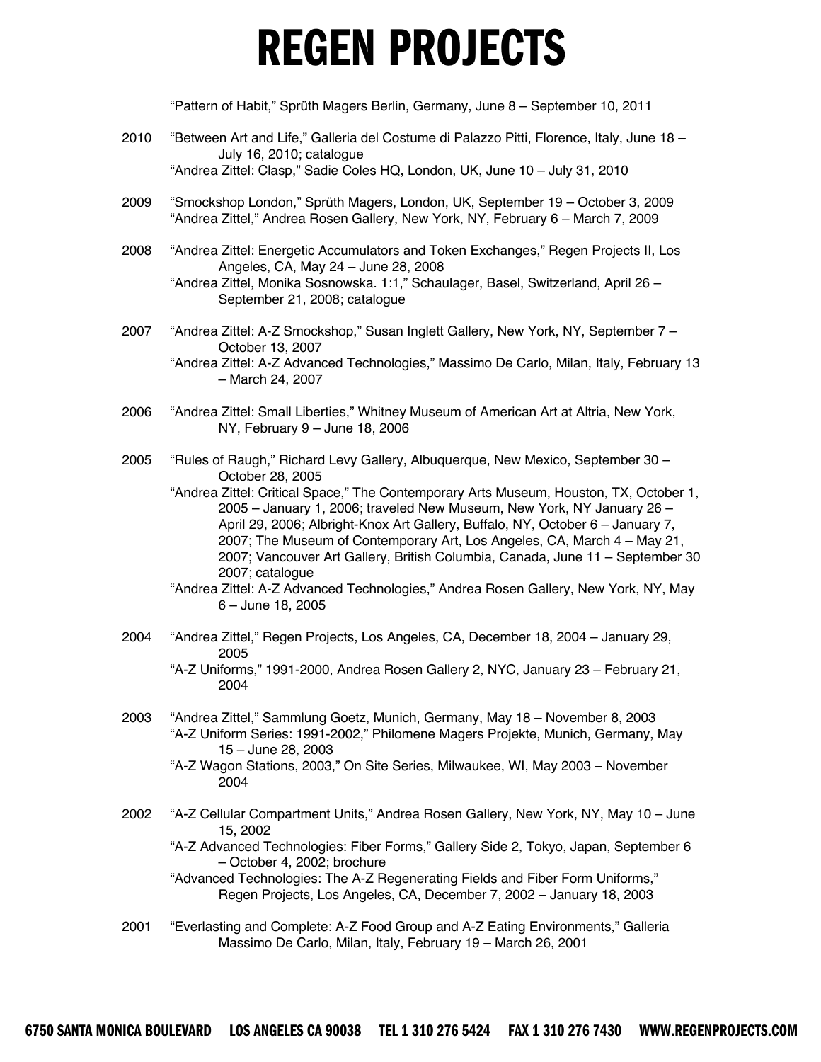"Pattern of Habit," Sprüth Magers Berlin, Germany, June 8 – September 10, 2011

2010 "Between Art and Life," Galleria del Costume di Palazzo Pitti, Florence, Italy, June 18 – July 16, 2010; catalogue
"Andrea Zittel: Clasp," Sadie Coles HQ, London, UK, June 10 – July 31, 2010

2009 "Smockshop London," Sprüth Magers, London, UK, September 19 – October 3, 2009
"Andrea Zittel," Andrea Rosen Gallery, New York, NY, February 6 – March 7, 2009

2008 "Andrea Zittel: Energetic Accumulators and Token Exchanges," Regen Projects II, Los Angeles, CA, May 24 – June 28, 2008
"Andrea Zittel, Monika Sosnowska. 1:1," Schaulager, Basel, Switzerland, April 26 – September 21, 2008; catalogue

2007 "Andrea Zittel: A-Z Smockshop," Susan Inglett Gallery, New York, NY, September 7 – October 13, 2007
"Andrea Zittel: A-Z Advanced Technologies," Massimo De Carlo, Milan, Italy, February 13 – March 24, 2007

2006 "Andrea Zittel: Small Liberties," Whitney Museum of American Art at Altria, New York, NY, February 9 – June 18, 2006

2005 "Rules of Raugh," Richard Levy Gallery, Albuquerque, New Mexico, September 30 – October 28, 2005
"Andrea Zittel: Critical Space," The Contemporary Arts Museum, Houston, TX, October 1, 2005 – January 1, 2006; traveled New Museum, New York, NY January 26 – April 29, 2006; Albright-Knox Art Gallery, Buffalo, NY, October 6 – January 7, 2007; The Museum of Contemporary Art, Los Angeles, CA, March 4 – May 21, 2007; Vancouver Art Gallery, British Columbia, Canada, June 11 – September 30 2007; catalogue
"Andrea Zittel: A-Z Advanced Technologies," Andrea Rosen Gallery, New York, NY, May 6 – June 18, 2005

2004 "Andrea Zittel," Regen Projects, Los Angeles, CA, December 18, 2004 – January 29, 2005
"A-Z Uniforms," 1991-2000, Andrea Rosen Gallery 2, NYC, January 23 – February 21, 2004

2003 "Andrea Zittel," Sammlung Goetz, Munich, Germany, May 18 – November 8, 2003
"A-Z Uniform Series: 1991-2002," Philomene Magers Projekte, Munich, Germany, May 15 – June 28, 2003
"A-Z Wagon Stations, 2003," On Site Series, Milwaukee, WI, May 2003 – November 2004

2002 "A-Z Cellular Compartment Units," Andrea Rosen Gallery, New York, NY, May 10 – June 15, 2002
"A-Z Advanced Technologies: Fiber Forms," Gallery Side 2, Tokyo, Japan, September 6 – October 4, 2002; brochure
"Advanced Technologies: The A-Z Regenerating Fields and Fiber Form Uniforms," Regen Projects, Los Angeles, CA, December 7, 2002 – January 18, 2003

2001 "Everlasting and Complete: A-Z Food Group and A-Z Eating Environments," Galleria Massimo De Carlo, Milan, Italy, February 19 – March 26, 2001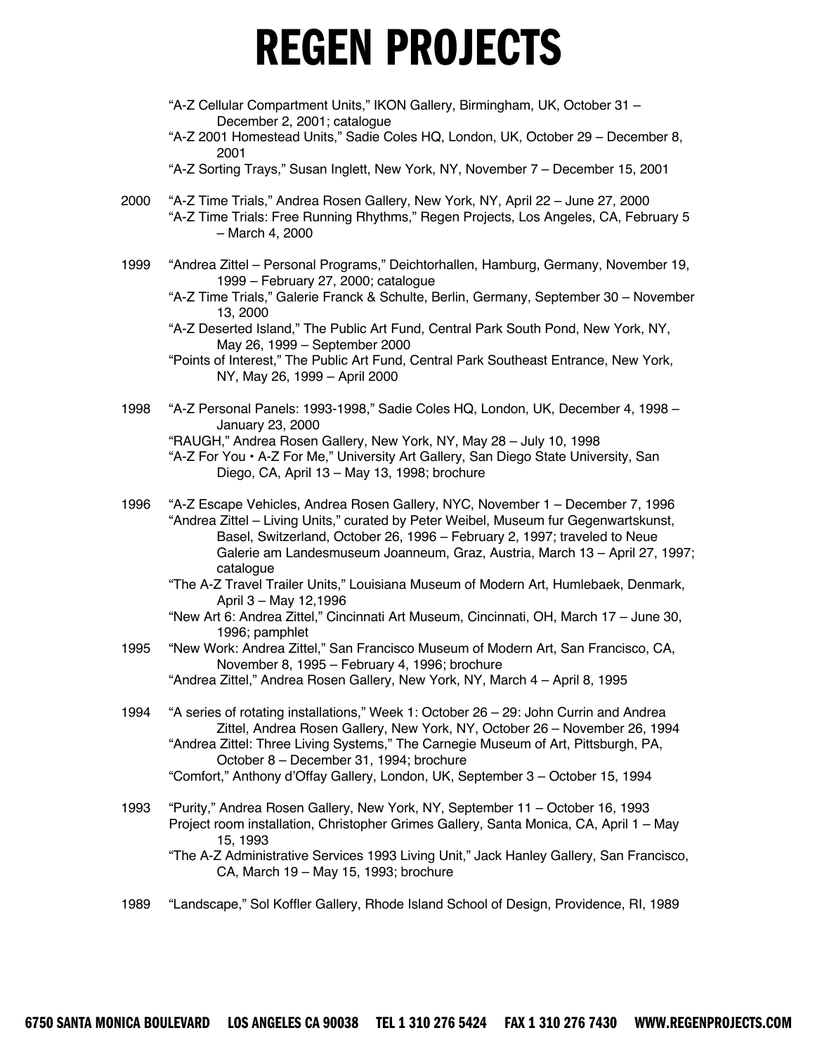"A-Z Cellular Compartment Units," IKON Gallery, Birmingham, UK, October 31 – December 2, 2001; catalogue

"A-Z 2001 Homestead Units," Sadie Coles HQ, London, UK, October 29 – December 8, 2001

"A-Z Sorting Trays," Susan Inglett, New York, NY, November 7 – December 15, 2001

2000 "A-Z Time Trials," Andrea Rosen Gallery, New York, NY, April 22 – June 27, 2000

"A-Z Time Trials: Free Running Rhythms," Regen Projects, Los Angeles, CA, February 5 – March 4, 2000

1999 "Andrea Zittel – Personal Programs," Deichtorhallen, Hamburg, Germany, November 19, 1999 – February 27, 2000; catalogue

"A-Z Time Trials," Galerie Franck & Schulte, Berlin, Germany, September 30 – November 13, 2000

"A-Z Deserted Island," The Public Art Fund, Central Park South Pond, New York, NY, May 26, 1999 – September 2000

"Points of Interest," The Public Art Fund, Central Park Southeast Entrance, New York, NY, May 26, 1999 – April 2000

1998 "A-Z Personal Panels: 1993-1998," Sadie Coles HQ, London, UK, December 4, 1998 – January 23, 2000

"RAUGH," Andrea Rosen Gallery, New York, NY, May 28 – July 10, 1998

"A-Z For You • A-Z For Me," University Art Gallery, San Diego State University, San Diego, CA, April 13 – May 13, 1998; brochure

1996 "A-Z Escape Vehicles, Andrea Rosen Gallery, NYC, November 1 – December 7, 1996

"Andrea Zittel – Living Units," curated by Peter Weibel, Museum fur Gegenwartskunst, Basel, Switzerland, October 26, 1996 – February 2, 1997; traveled to Neue Galerie am Landesmuseum Joanneum, Graz, Austria, March 13 – April 27, 1997; catalogue

"The A-Z Travel Trailer Units," Louisiana Museum of Modern Art, Humlebaek, Denmark, April 3 – May 12,1996

"New Art 6: Andrea Zittel," Cincinnati Art Museum, Cincinnati, OH, March 17 – June 30, 1996; pamphlet

1995 "New Work: Andrea Zittel," San Francisco Museum of Modern Art, San Francisco, CA, November 8, 1995 – February 4, 1996; brochure

"Andrea Zittel," Andrea Rosen Gallery, New York, NY, March 4 – April 8, 1995

1994 "A series of rotating installations," Week 1: October 26 – 29: John Currin and Andrea Zittel, Andrea Rosen Gallery, New York, NY, October 26 – November 26, 1994

"Andrea Zittel: Three Living Systems," The Carnegie Museum of Art, Pittsburgh, PA, October 8 – December 31, 1994; brochure

"Comfort," Anthony d'Offay Gallery, London, UK, September 3 – October 15, 1994

1993 "Purity," Andrea Rosen Gallery, New York, NY, September 11 – October 16, 1993

Project room installation, Christopher Grimes Gallery, Santa Monica, CA, April 1 – May 15, 1993

"The A-Z Administrative Services 1993 Living Unit," Jack Hanley Gallery, San Francisco, CA, March 19 – May 15, 1993; brochure

1989 "Landscape," Sol Koffler Gallery, Rhode Island School of Design, Providence, RI, 1989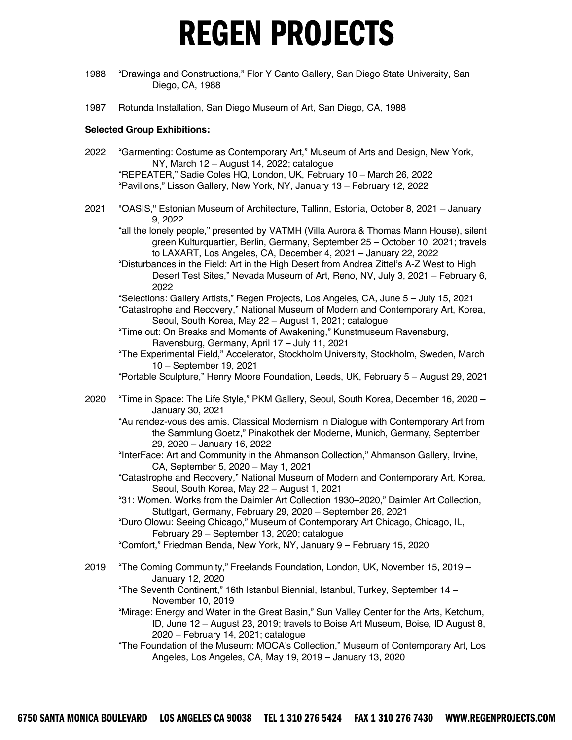1988 "Drawings and Constructions," Flor Y Canto Gallery, San Diego State University, San Diego, CA, 1988

1987 Rotunda Installation, San Diego Museum of Art, San Diego, CA, 1988

**Selected Group Exhibitions:**

2022 "Garmenting: Costume as Contemporary Art," Museum of Arts and Design, New York, NY, March 12 – August 14, 2022; catalogue
"REPEATER," Sadie Coles HQ, London, UK, February 10 – March 26, 2022
"Pavilions," Lisson Gallery, New York, NY, January 13 – February 12, 2022

2021 "OASIS," Estonian Museum of Architecture, Tallinn, Estonia, October 8, 2021 – January 9, 2022
"all the lonely people," presented by VATMH (Villa Aurora & Thomas Mann House), silent green Kulturquartier, Berlin, Germany, September 25 – October 10, 2021; travels to LAXART, Los Angeles, CA, December 4, 2021 – January 22, 2022
"Disturbances in the Field: Art in the High Desert from Andrea Zittel's A-Z West to High Desert Test Sites," Nevada Museum of Art, Reno, NV, July 3, 2021 – February 6, 2022
"Selections: Gallery Artists," Regen Projects, Los Angeles, CA, June 5 – July 15, 2021
"Catastrophe and Recovery," National Museum of Modern and Contemporary Art, Korea, Seoul, South Korea, May 22 – August 1, 2021; catalogue
"Time out: On Breaks and Moments of Awakening," Kunstmuseum Ravensburg, Ravensburg, Germany, April 17 – July 11, 2021
"The Experimental Field," Accelerator, Stockholm University, Stockholm, Sweden, March 10 – September 19, 2021
"Portable Sculpture," Henry Moore Foundation, Leeds, UK, February 5 – August 29, 2021

2020 "Time in Space: The Life Style," PKM Gallery, Seoul, South Korea, December 16, 2020 – January 30, 2021
"Au rendez-vous des amis. Classical Modernism in Dialogue with Contemporary Art from the Sammlung Goetz," Pinakothek der Moderne, Munich, Germany, September 29, 2020 – January 16, 2022
"InterFace: Art and Community in the Ahmanson Collection," Ahmanson Gallery, Irvine, CA, September 5, 2020 – May 1, 2021
"Catastrophe and Recovery," National Museum of Modern and Contemporary Art, Korea, Seoul, South Korea, May 22 – August 1, 2021
"31: Women. Works from the Daimler Art Collection 1930–2020," Daimler Art Collection, Stuttgart, Germany, February 29, 2020 – September 26, 2021
"Duro Olowu: Seeing Chicago," Museum of Contemporary Art Chicago, Chicago, IL, February 29 – September 13, 2020; catalogue
"Comfort," Friedman Benda, New York, NY, January 9 – February 15, 2020

2019 "The Coming Community," Freelands Foundation, London, UK, November 15, 2019 – January 12, 2020
"The Seventh Continent," 16th Istanbul Biennial, Istanbul, Turkey, September 14 – November 10, 2019
"Mirage: Energy and Water in the Great Basin," Sun Valley Center for the Arts, Ketchum, ID, June 12 – August 23, 2019; travels to Boise Art Museum, Boise, ID August 8, 2020 – February 14, 2021; catalogue
"The Foundation of the Museum: MOCA's Collection," Museum of Contemporary Art, Los Angeles, Los Angeles, CA, May 19, 2019 – January 13, 2020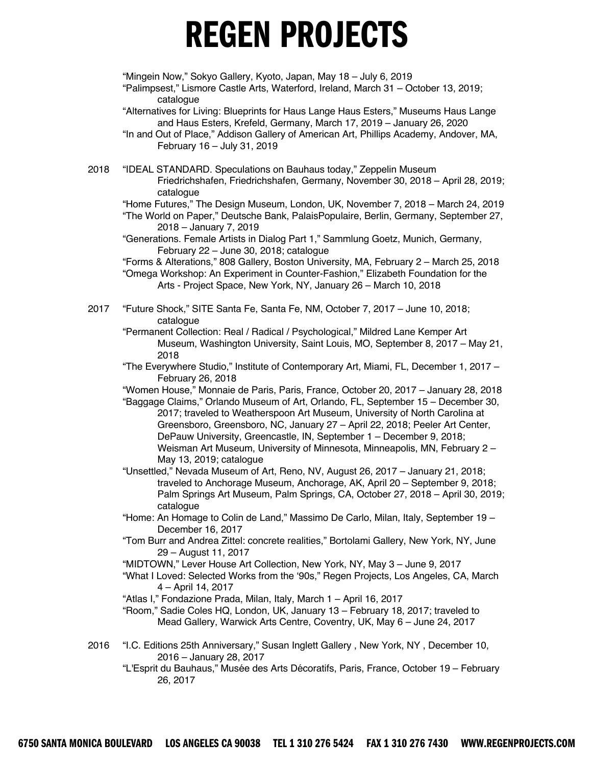"Mingein Now," Sokyo Gallery, Kyoto, Japan, May 18 – July 6, 2019
"Palimpsest," Lismore Castle Arts, Waterford, Ireland, March 31 – October 13, 2019; catalogue
"Alternatives for Living: Blueprints for Haus Lange Haus Esters," Museums Haus Lange and Haus Esters, Krefeld, Germany, March 17, 2019 – January 26, 2020
"In and Out of Place," Addison Gallery of American Art, Phillips Academy, Andover, MA, February 16 – July 31, 2019

2018 "IDEAL STANDARD. Speculations on Bauhaus today," Zeppelin Museum Friedrichshafen, Friedrichshafen, Germany, November 30, 2018 – April 28, 2019; catalogue
"Home Futures," The Design Museum, London, UK, November 7, 2018 – March 24, 2019
"The World on Paper," Deutsche Bank, PalaisPopulaire, Berlin, Germany, September 27, 2018 – January 7, 2019
"Generations. Female Artists in Dialog Part 1," Sammlung Goetz, Munich, Germany, February 22 – June 30, 2018; catalogue
"Forms & Alterations," 808 Gallery, Boston University, MA, February 2 – March 25, 2018
"Omega Workshop: An Experiment in Counter-Fashion," Elizabeth Foundation for the Arts - Project Space, New York, NY, January 26 – March 10, 2018

2017 "Future Shock," SITE Santa Fe, Santa Fe, NM, October 7, 2017 – June 10, 2018; catalogue
"Permanent Collection: Real / Radical / Psychological," Mildred Lane Kemper Art Museum, Washington University, Saint Louis, MO, September 8, 2017 – May 21, 2018
"The Everywhere Studio," Institute of Contemporary Art, Miami, FL, December 1, 2017 – February 26, 2018
"Women House," Monnaie de Paris, Paris, France, October 20, 2017 – January 28, 2018
"Baggage Claims," Orlando Museum of Art, Orlando, FL, September 15 – December 30, 2017; traveled to Weatherspoon Art Museum, University of North Carolina at Greensboro, Greensboro, NC, January 27 – April 22, 2018; Peeler Art Center, DePauw University, Greencastle, IN, September 1 – December 9, 2018; Weisman Art Museum, University of Minnesota, Minneapolis, MN, February 2 – May 13, 2019; catalogue
"Unsettled," Nevada Museum of Art, Reno, NV, August 26, 2017 – January 21, 2018; traveled to Anchorage Museum, Anchorage, AK, April 20 – September 9, 2018; Palm Springs Art Museum, Palm Springs, CA, October 27, 2018 – April 30, 2019; catalogue
"Home: An Homage to Colin de Land," Massimo De Carlo, Milan, Italy, September 19 – December 16, 2017
"Tom Burr and Andrea Zittel: concrete realities," Bortolami Gallery, New York, NY, June 29 – August 11, 2017
"MIDTOWN," Lever House Art Collection, New York, NY, May 3 – June 9, 2017
"What I Loved: Selected Works from the '90s," Regen Projects, Los Angeles, CA, March 4 – April 14, 2017
"Atlas I," Fondazione Prada, Milan, Italy, March 1 – April 16, 2017
"Room," Sadie Coles HQ, London, UK, January 13 – February 18, 2017; traveled to Mead Gallery, Warwick Arts Centre, Coventry, UK, May 6 – June 24, 2017

2016 "I.C. Editions 25th Anniversary," Susan Inglett Gallery , New York, NY , December 10, 2016 – January 28, 2017
"L'Esprit du Bauhaus," Musée des Arts Décoratifs, Paris, France, October 19 – February 26, 2017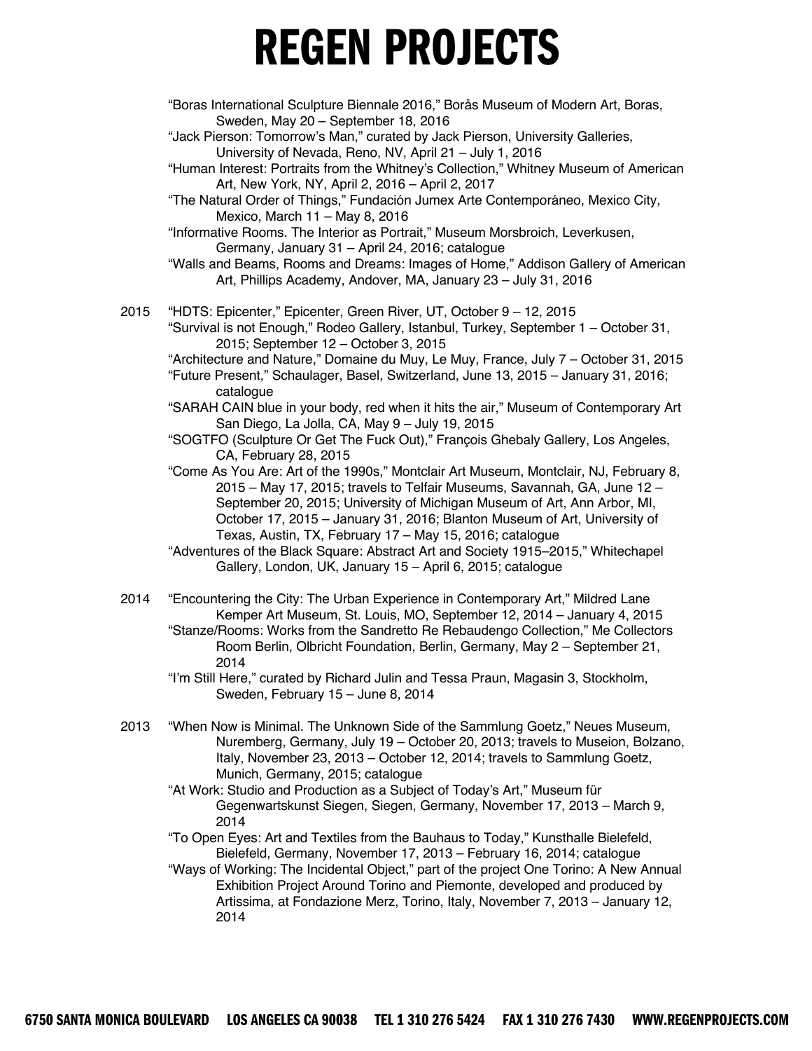"Boras International Sculpture Biennale 2016," Borås Museum of Modern Art, Boras, Sweden, May 20 – September 18, 2016

"Jack Pierson: Tomorrow's Man," curated by Jack Pierson, University Galleries, University of Nevada, Reno, NV, April 21 – July 1, 2016

"Human Interest: Portraits from the Whitney's Collection," Whitney Museum of American Art, New York, NY, April 2, 2016 – April 2, 2017

"The Natural Order of Things," Fundación Jumex Arte Contemporáneo, Mexico City, Mexico, March 11 – May 8, 2016

"Informative Rooms. The Interior as Portrait," Museum Morsbroich, Leverkusen, Germany, January 31 – April 24, 2016; catalogue

"Walls and Beams, Rooms and Dreams: Images of Home," Addison Gallery of American Art, Phillips Academy, Andover, MA, January 23 – July 31, 2016

2015 "HDTS: Epicenter," Epicenter, Green River, UT, October 9 – 12, 2015

"Survival is not Enough," Rodeo Gallery, Istanbul, Turkey, September 1 – October 31, 2015; September 12 – October 3, 2015

"Architecture and Nature," Domaine du Muy, Le Muy, France, July 7 – October 31, 2015

"Future Present," Schaulager, Basel, Switzerland, June 13, 2015 – January 31, 2016; catalogue

"SARAH CAIN blue in your body, red when it hits the air," Museum of Contemporary Art San Diego, La Jolla, CA, May 9 – July 19, 2015

"SOGTFO (Sculpture Or Get The Fuck Out)," François Ghebaly Gallery, Los Angeles, CA, February 28, 2015

"Come As You Are: Art of the 1990s," Montclair Art Museum, Montclair, NJ, February 8, 2015 – May 17, 2015; travels to Telfair Museums, Savannah, GA, June 12 – September 20, 2015; University of Michigan Museum of Art, Ann Arbor, MI, October 17, 2015 – January 31, 2016; Blanton Museum of Art, University of Texas, Austin, TX, February 17 – May 15, 2016; catalogue

"Adventures of the Black Square: Abstract Art and Society 1915–2015," Whitechapel Gallery, London, UK, January 15 – April 6, 2015; catalogue

2014 "Encountering the City: The Urban Experience in Contemporary Art," Mildred Lane Kemper Art Museum, St. Louis, MO, September 12, 2014 – January 4, 2015

"Stanze/Rooms: Works from the Sandretto Re Rebaudengo Collection," Me Collectors Room Berlin, Olbricht Foundation, Berlin, Germany, May 2 – September 21, 2014

"I'm Still Here," curated by Richard Julin and Tessa Praun, Magasin 3, Stockholm, Sweden, February 15 – June 8, 2014

2013 "When Now is Minimal. The Unknown Side of the Sammlung Goetz," Neues Museum, Nuremberg, Germany, July 19 – October 20, 2013; travels to Museion, Bolzano, Italy, November 23, 2013 – October 12, 2014; travels to Sammlung Goetz, Munich, Germany, 2015; catalogue

"At Work: Studio and Production as a Subject of Today's Art," Museum für Gegenwartskunst Siegen, Siegen, Germany, November 17, 2013 – March 9, 2014

"To Open Eyes: Art and Textiles from the Bauhaus to Today," Kunsthalle Bielefeld, Bielefeld, Germany, November 17, 2013 – February 16, 2014; catalogue

"Ways of Working: The Incidental Object," part of the project One Torino: A New Annual Exhibition Project Around Torino and Piemonte, developed and produced by Artissima, at Fondazione Merz, Torino, Italy, November 7, 2013 – January 12, 2014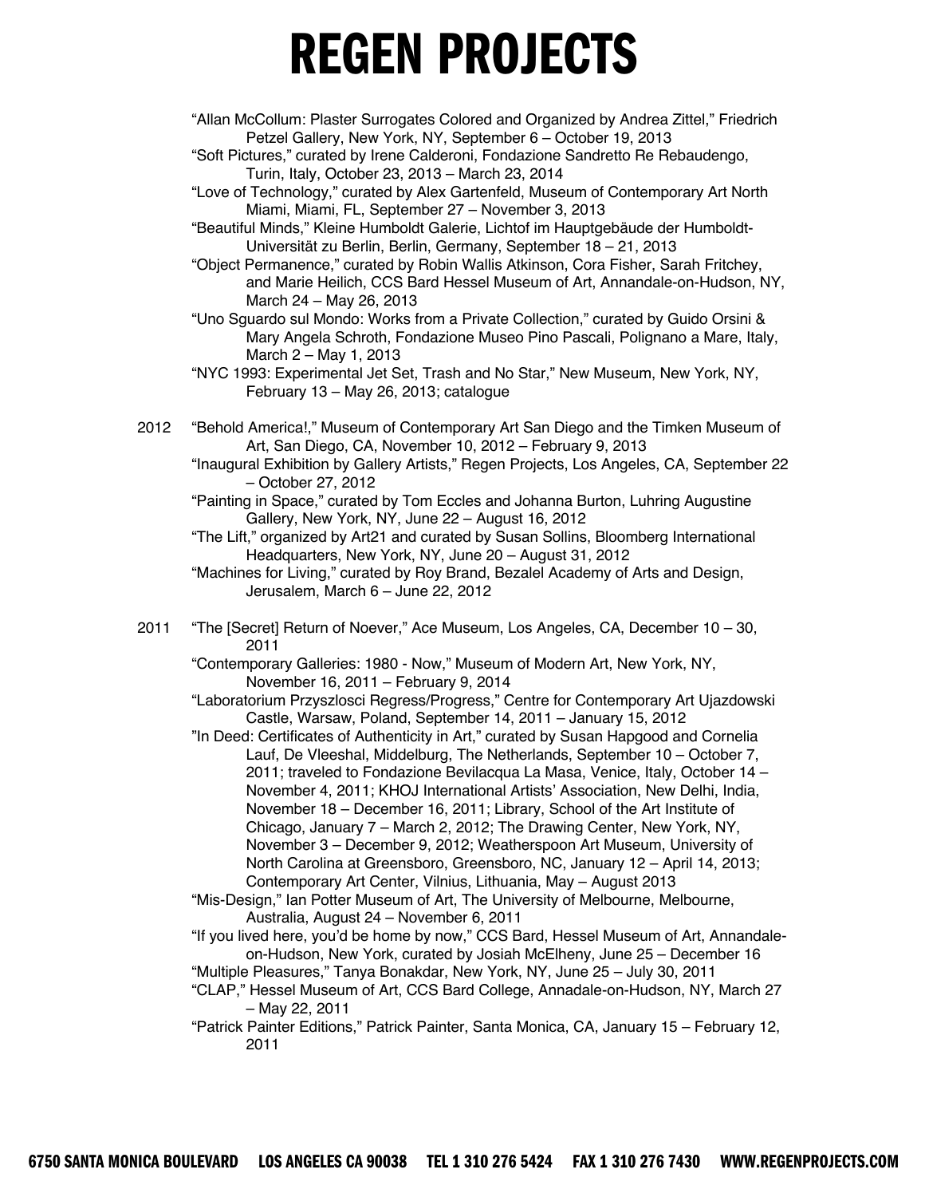"Allan McCollum: Plaster Surrogates Colored and Organized by Andrea Zittel," Friedrich Petzel Gallery, New York, NY, September 6 – October 19, 2013

"Soft Pictures," curated by Irene Calderoni, Fondazione Sandretto Re Rebaudengo, Turin, Italy, October 23, 2013 – March 23, 2014

"Love of Technology," curated by Alex Gartenfeld, Museum of Contemporary Art North Miami, Miami, FL, September 27 – November 3, 2013

"Beautiful Minds," Kleine Humboldt Galerie, Lichtof im Hauptgebäude der Humboldt-Universität zu Berlin, Berlin, Germany, September 18 – 21, 2013

"Object Permanence," curated by Robin Wallis Atkinson, Cora Fisher, Sarah Fritchey, and Marie Heilich, CCS Bard Hessel Museum of Art, Annandale-on-Hudson, NY, March 24 – May 26, 2013

"Uno Sguardo sul Mondo: Works from a Private Collection," curated by Guido Orsini & Mary Angela Schroth, Fondazione Museo Pino Pascali, Polignano a Mare, Italy, March 2 – May 1, 2013

"NYC 1993: Experimental Jet Set, Trash and No Star," New Museum, New York, NY, February 13 – May 26, 2013; catalogue

2012 "Behold America!," Museum of Contemporary Art San Diego and the Timken Museum of Art, San Diego, CA, November 10, 2012 – February 9, 2013

"Inaugural Exhibition by Gallery Artists," Regen Projects, Los Angeles, CA, September 22 – October 27, 2012

"Painting in Space," curated by Tom Eccles and Johanna Burton, Luhring Augustine Gallery, New York, NY, June 22 – August 16, 2012

"The Lift," organized by Art21 and curated by Susan Sollins, Bloomberg International Headquarters, New York, NY, June 20 – August 31, 2012

"Machines for Living," curated by Roy Brand, Bezalel Academy of Arts and Design, Jerusalem, March 6 – June 22, 2012

2011 "The [Secret] Return of Noever," Ace Museum, Los Angeles, CA, December 10 – 30, 2011

"Contemporary Galleries: 1980 - Now," Museum of Modern Art, New York, NY, November 16, 2011 – February 9, 2014

"Laboratorium Przyszlosci Regress/Progress," Centre for Contemporary Art Ujazdowski Castle, Warsaw, Poland, September 14, 2011 – January 15, 2012

"In Deed: Certificates of Authenticity in Art," curated by Susan Hapgood and Cornelia Lauf, De Vleeshal, Middelburg, The Netherlands, September 10 – October 7, 2011; traveled to Fondazione Bevilacqua La Masa, Venice, Italy, October 14 – November 4, 2011; KHOJ International Artists' Association, New Delhi, India, November 18 – December 16, 2011; Library, School of the Art Institute of Chicago, January 7 – March 2, 2012; The Drawing Center, New York, NY, November 3 – December 9, 2012; Weatherspoon Art Museum, University of North Carolina at Greensboro, Greensboro, NC, January 12 – April 14, 2013; Contemporary Art Center, Vilnius, Lithuania, May – August 2013

"Mis-Design," Ian Potter Museum of Art, The University of Melbourne, Melbourne, Australia, August 24 – November 6, 2011

"If you lived here, you'd be home by now," CCS Bard, Hessel Museum of Art, Annandale-on-Hudson, New York, curated by Josiah McElheny, June 25 – December 16

"Multiple Pleasures," Tanya Bonakdar, New York, NY, June 25 – July 30, 2011

"CLAP," Hessel Museum of Art, CCS Bard College, Annadale-on-Hudson, NY, March 27 – May 22, 2011

"Patrick Painter Editions," Patrick Painter, Santa Monica, CA, January 15 – February 12, 2011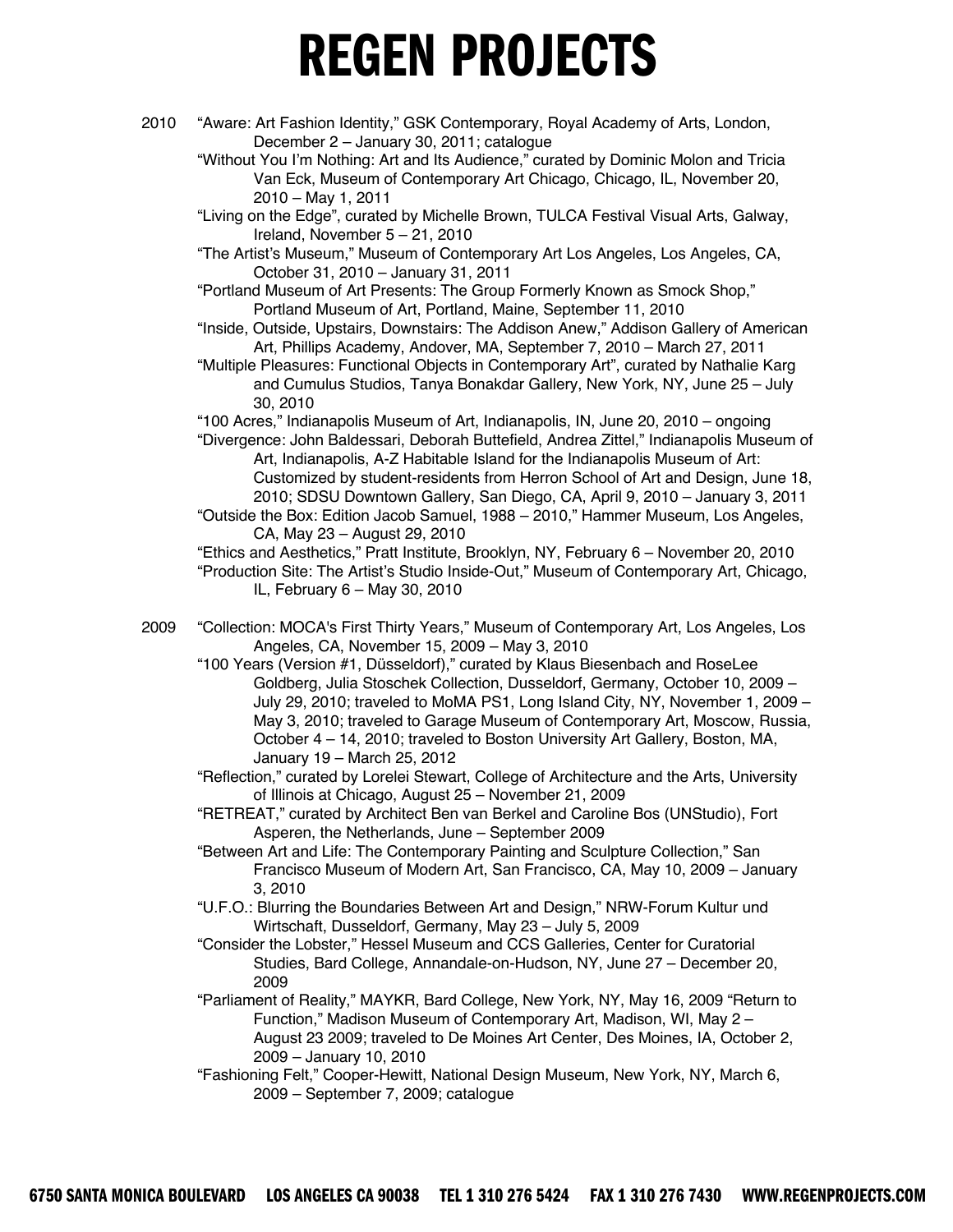2010

"Aware: Art Fashion Identity," GSK Contemporary, Royal Academy of Arts, London, December 2 – January 30, 2011; catalogue

"Without You I'm Nothing: Art and Its Audience," curated by Dominic Molon and Tricia Van Eck, Museum of Contemporary Art Chicago, Chicago, IL, November 20, 2010 – May 1, 2011

"Living on the Edge", curated by Michelle Brown, TULCA Festival Visual Arts, Galway, Ireland, November 5 – 21, 2010

"The Artist's Museum," Museum of Contemporary Art Los Angeles, Los Angeles, CA, October 31, 2010 – January 31, 2011

"Portland Museum of Art Presents: The Group Formerly Known as Smock Shop," Portland Museum of Art, Portland, Maine, September 11, 2010

"Inside, Outside, Upstairs, Downstairs: The Addison Anew," Addison Gallery of American Art, Phillips Academy, Andover, MA, September 7, 2010 – March 27, 2011

"Multiple Pleasures: Functional Objects in Contemporary Art", curated by Nathalie Karg and Cumulus Studios, Tanya Bonakdar Gallery, New York, NY, June 25 – July 30, 2010

"100 Acres," Indianapolis Museum of Art, Indianapolis, IN, June 20, 2010 – ongoing

"Divergence: John Baldessari, Deborah Buttefield, Andrea Zittel," Indianapolis Museum of Art, Indianapolis, A-Z Habitable Island for the Indianapolis Museum of Art: Customized by student-residents from Herron School of Art and Design, June 18, 2010; SDSU Downtown Gallery, San Diego, CA, April 9, 2010 – January 3, 2011

"Outside the Box: Edition Jacob Samuel, 1988 – 2010," Hammer Museum, Los Angeles, CA, May 23 – August 29, 2010

"Ethics and Aesthetics," Pratt Institute, Brooklyn, NY, February 6 – November 20, 2010

"Production Site: The Artist's Studio Inside-Out," Museum of Contemporary Art, Chicago, IL, February 6 – May 30, 2010

2009

"Collection: MOCA's First Thirty Years," Museum of Contemporary Art, Los Angeles, Los Angeles, CA, November 15, 2009 – May 3, 2010

"100 Years (Version #1, Düsseldorf)," curated by Klaus Biesenbach and RoseLee Goldberg, Julia Stoschek Collection, Dusseldorf, Germany, October 10, 2009 – July 29, 2010; traveled to MoMA PS1, Long Island City, NY, November 1, 2009 – May 3, 2010; traveled to Garage Museum of Contemporary Art, Moscow, Russia, October 4 – 14, 2010; traveled to Boston University Art Gallery, Boston, MA, January 19 – March 25, 2012

"Reflection," curated by Lorelei Stewart, College of Architecture and the Arts, University of Illinois at Chicago, August 25 – November 21, 2009

"RETREAT," curated by Architect Ben van Berkel and Caroline Bos (UNStudio), Fort Asperen, the Netherlands, June – September 2009

"Between Art and Life: The Contemporary Painting and Sculpture Collection," San Francisco Museum of Modern Art, San Francisco, CA, May 10, 2009 – January 3, 2010

"U.F.O.: Blurring the Boundaries Between Art and Design," NRW-Forum Kultur und Wirtschaft, Dusseldorf, Germany, May 23 – July 5, 2009

"Consider the Lobster," Hessel Museum and CCS Galleries, Center for Curatorial Studies, Bard College, Annandale-on-Hudson, NY, June 27 – December 20, 2009

"Parliament of Reality," MAYKR, Bard College, New York, NY, May 16, 2009 "Return to Function," Madison Museum of Contemporary Art, Madison, WI, May 2 – August 23 2009; traveled to De Moines Art Center, Des Moines, IA, October 2, 2009 – January 10, 2010

"Fashioning Felt," Cooper-Hewitt, National Design Museum, New York, NY, March 6, 2009 – September 7, 2009; catalogue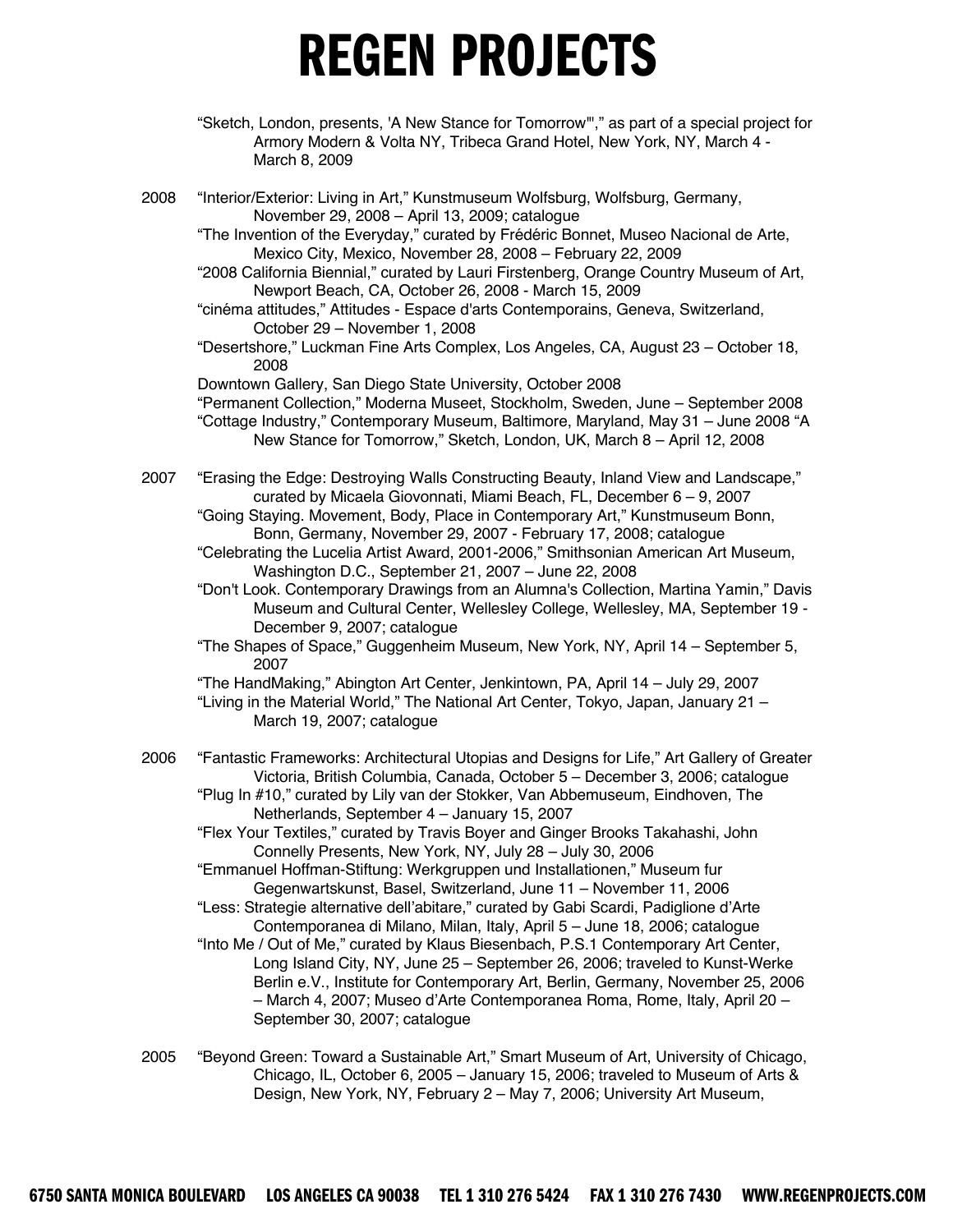"Sketch, London, presents, 'A New Stance for Tomorrow'"," as part of a special project for Armory Modern & Volta NY, Tribeca Grand Hotel, New York, NY, March 4 - March 8, 2009

2008 "Interior/Exterior: Living in Art," Kunstmuseum Wolfsburg, Wolfsburg, Germany, November 29, 2008 – April 13, 2009; catalogue
"The Invention of the Everyday," curated by Frédéric Bonnet, Museo Nacional de Arte, Mexico City, Mexico, November 28, 2008 – February 22, 2009
"2008 California Biennial," curated by Lauri Firstenberg, Orange Country Museum of Art, Newport Beach, CA, October 26, 2008 - March 15, 2009
"cinéma attitudes," Attitudes - Espace d'arts Contemporains, Geneva, Switzerland, October 29 – November 1, 2008
"Desertshore," Luckman Fine Arts Complex, Los Angeles, CA, August 23 – October 18, 2008
Downtown Gallery, San Diego State University, October 2008
"Permanent Collection," Moderna Museet, Stockholm, Sweden, June – September 2008
"Cottage Industry," Contemporary Museum, Baltimore, Maryland, May 31 – June 2008 "A New Stance for Tomorrow," Sketch, London, UK, March 8 – April 12, 2008

2007 "Erasing the Edge: Destroying Walls Constructing Beauty, Inland View and Landscape," curated by Micaela Giovonnati, Miami Beach, FL, December 6 – 9, 2007
"Going Staying. Movement, Body, Place in Contemporary Art," Kunstmuseum Bonn, Bonn, Germany, November 29, 2007 - February 17, 2008; catalogue
"Celebrating the Lucelia Artist Award, 2001-2006," Smithsonian American Art Museum, Washington D.C., September 21, 2007 – June 22, 2008
"Don't Look. Contemporary Drawings from an Alumna's Collection, Martina Yamin," Davis Museum and Cultural Center, Wellesley College, Wellesley, MA, September 19 - December 9, 2007; catalogue
"The Shapes of Space," Guggenheim Museum, New York, NY, April 14 – September 5, 2007
"The HandMaking," Abington Art Center, Jenkintown, PA, April 14 – July 29, 2007
"Living in the Material World," The National Art Center, Tokyo, Japan, January 21 – March 19, 2007; catalogue

2006 "Fantastic Frameworks: Architectural Utopias and Designs for Life," Art Gallery of Greater Victoria, British Columbia, Canada, October 5 – December 3, 2006; catalogue
"Plug In #10," curated by Lily van der Stokker, Van Abbemuseum, Eindhoven, The Netherlands, September 4 – January 15, 2007
"Flex Your Textiles," curated by Travis Boyer and Ginger Brooks Takahashi, John Connelly Presents, New York, NY, July 28 – July 30, 2006
"Emmanuel Hoffman-Stiftung: Werkgruppen und Installationen," Museum fur Gegenwartskunst, Basel, Switzerland, June 11 – November 11, 2006
"Less: Strategie alternative dell'abitare," curated by Gabi Scardi, Padiglione d'Arte Contemporanea di Milano, Milan, Italy, April 5 – June 18, 2006; catalogue
"Into Me / Out of Me," curated by Klaus Biesenbach, P.S.1 Contemporary Art Center, Long Island City, NY, June 25 – September 26, 2006; traveled to Kunst-Werke Berlin e.V., Institute for Contemporary Art, Berlin, Germany, November 25, 2006 – March 4, 2007; Museo d'Arte Contemporanea Roma, Rome, Italy, April 20 – September 30, 2007; catalogue

2005 "Beyond Green: Toward a Sustainable Art," Smart Museum of Art, University of Chicago, Chicago, IL, October 6, 2005 – January 15, 2006; traveled to Museum of Arts & Design, New York, NY, February 2 – May 7, 2006; University Art Museum,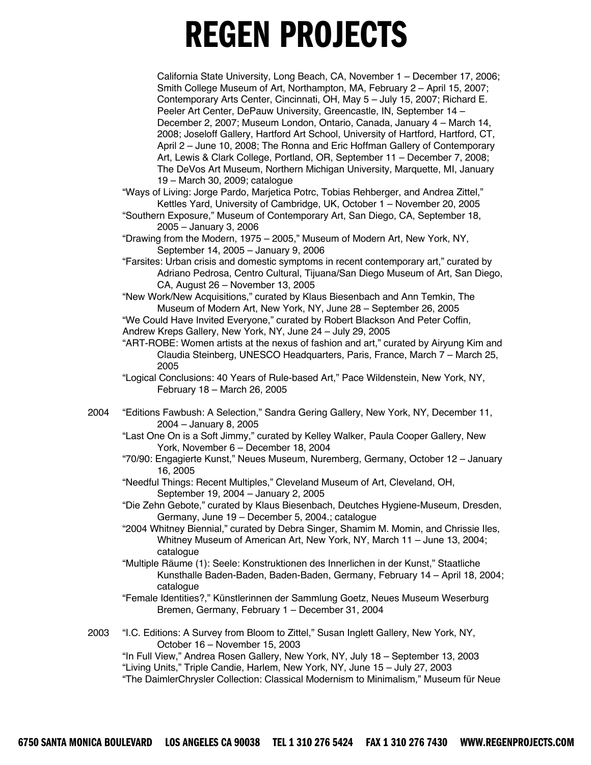California State University, Long Beach, CA, November 1 – December 17, 2006; Smith College Museum of Art, Northampton, MA, February 2 – April 15, 2007; Contemporary Arts Center, Cincinnati, OH, May 5 – July 15, 2007; Richard E. Peeler Art Center, DePauw University, Greencastle, IN, September 14 – December 2, 2007; Museum London, Ontario, Canada, January 4 – March 14, 2008; Joseloff Gallery, Hartford Art School, University of Hartford, Hartford, CT, April 2 – June 10, 2008; The Ronna and Eric Hoffman Gallery of Contemporary Art, Lewis & Clark College, Portland, OR, September 11 – December 7, 2008; The DeVos Art Museum, Northern Michigan University, Marquette, MI, January 19 – March 30, 2009; catalogue

"Ways of Living: Jorge Pardo, Marjetica Potrc, Tobias Rehberger, and Andrea Zittel," Kettles Yard, University of Cambridge, UK, October 1 – November 20, 2005

"Southern Exposure," Museum of Contemporary Art, San Diego, CA, September 18, 2005 – January 3, 2006

"Drawing from the Modern, 1975 – 2005," Museum of Modern Art, New York, NY, September 14, 2005 – January 9, 2006

"Farsites: Urban crisis and domestic symptoms in recent contemporary art," curated by Adriano Pedrosa, Centro Cultural, Tijuana/San Diego Museum of Art, San Diego, CA, August 26 – November 13, 2005

"New Work/New Acquisitions," curated by Klaus Biesenbach and Ann Temkin, The Museum of Modern Art, New York, NY, June 28 – September 26, 2005

"We Could Have Invited Everyone," curated by Robert Blackson And Peter Coffin, Andrew Kreps Gallery, New York, NY, June 24 – July 29, 2005

"ART-ROBE: Women artists at the nexus of fashion and art," curated by Airyung Kim and Claudia Steinberg, UNESCO Headquarters, Paris, France, March 7 – March 25, 2005

"Logical Conclusions: 40 Years of Rule-based Art," Pace Wildenstein, New York, NY, February 18 – March 26, 2005

2004 "Editions Fawbush: A Selection," Sandra Gering Gallery, New York, NY, December 11, 2004 – January 8, 2005

"Last One On is a Soft Jimmy," curated by Kelley Walker, Paula Cooper Gallery, New York, November 6 – December 18, 2004

"70/90: Engagierte Kunst," Neues Museum, Nuremberg, Germany, October 12 – January 16, 2005

"Needful Things: Recent Multiples," Cleveland Museum of Art, Cleveland, OH, September 19, 2004 – January 2, 2005

"Die Zehn Gebote," curated by Klaus Biesenbach, Deutches Hygiene-Museum, Dresden, Germany, June 19 – December 5, 2004.; catalogue

"2004 Whitney Biennial," curated by Debra Singer, Shamim M. Momin, and Chrissie Iles, Whitney Museum of American Art, New York, NY, March 11 – June 13, 2004; catalogue

"Multiple Räume (1): Seele: Konstruktionen des Innerlichen in der Kunst," Staatliche Kunsthalle Baden-Baden, Baden-Baden, Germany, February 14 – April 18, 2004; catalogue

"Female Identities?," Künstlerinnen der Sammlung Goetz, Neues Museum Weserburg Bremen, Germany, February 1 – December 31, 2004

2003 "I.C. Editions: A Survey from Bloom to Zittel," Susan Inglett Gallery, New York, NY, October 16 – November 15, 2003

"In Full View," Andrea Rosen Gallery, New York, NY, July 18 – September 13, 2003

"Living Units," Triple Candie, Harlem, New York, NY, June 15 – July 27, 2003

"The DaimlerChrysler Collection: Classical Modernism to Minimalism," Museum für Neue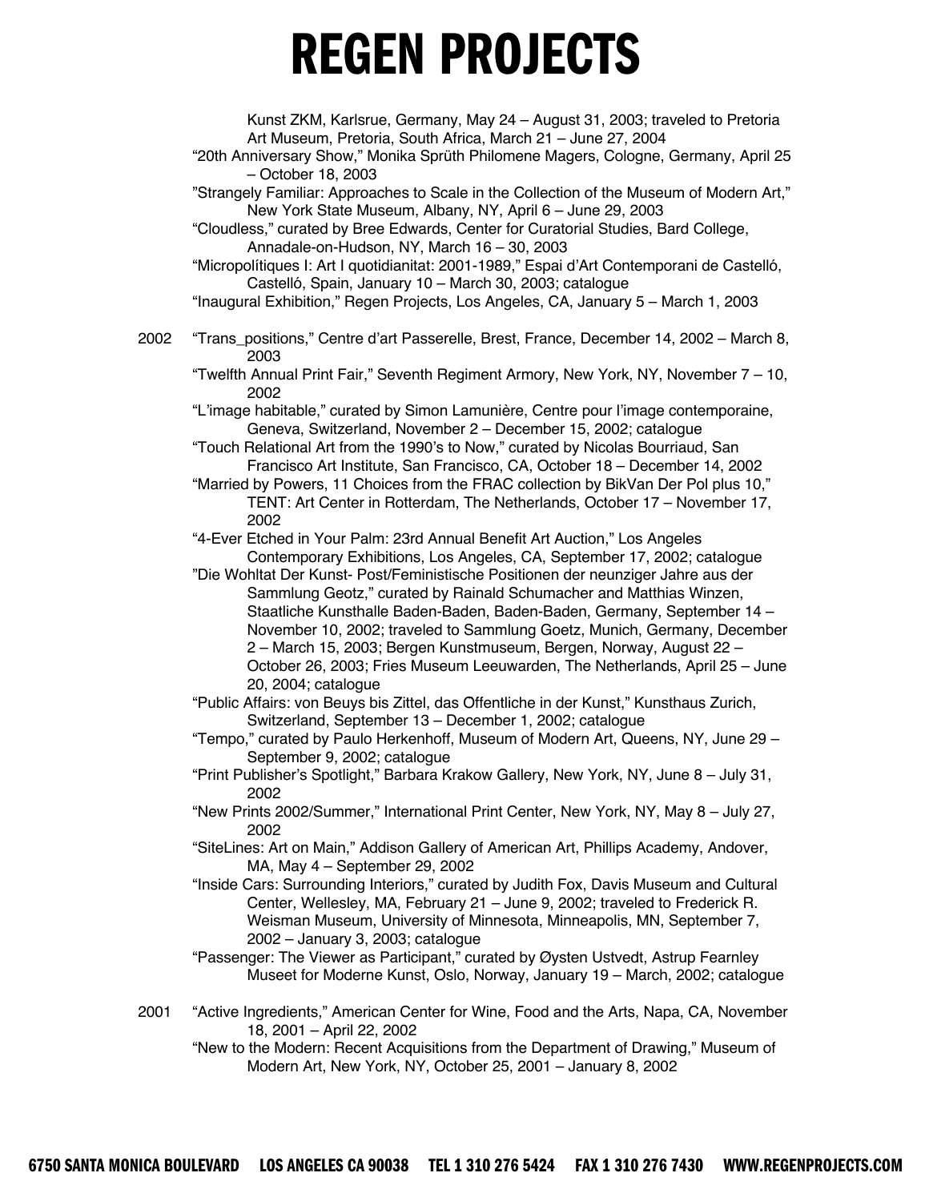Kunst ZKM, Karlsrue, Germany, May 24 – August 31, 2003; traveled to Pretoria Art Museum, Pretoria, South Africa, March 21 – June 27, 2004

"20th Anniversary Show," Monika Sprüth Philomene Magers, Cologne, Germany, April 25 – October 18, 2003

"Strangely Familiar: Approaches to Scale in the Collection of the Museum of Modern Art," New York State Museum, Albany, NY, April 6 – June 29, 2003

"Cloudless," curated by Bree Edwards, Center for Curatorial Studies, Bard College, Annadale-on-Hudson, NY, March 16 – 30, 2003

"Micropolítiques I: Art I quotidianitat: 2001-1989," Espai d'Art Contemporani de Castelló, Castelló, Spain, January 10 – March 30, 2003; catalogue

"Inaugural Exhibition," Regen Projects, Los Angeles, CA, January 5 – March 1, 2003

2002 "Trans_positions," Centre d'art Passerelle, Brest, France, December 14, 2002 – March 8, 2003

"Twelfth Annual Print Fair," Seventh Regiment Armory, New York, NY, November 7 – 10, 2002

"L'image habitable," curated by Simon Lamunière, Centre pour l'image contemporaine, Geneva, Switzerland, November 2 – December 15, 2002; catalogue

"Touch Relational Art from the 1990's to Now," curated by Nicolas Bourriaud, San Francisco Art Institute, San Francisco, CA, October 18 – December 14, 2002

"Married by Powers, 11 Choices from the FRAC collection by BikVan Der Pol plus 10," TENT: Art Center in Rotterdam, The Netherlands, October 17 – November 17, 2002

"4-Ever Etched in Your Palm: 23rd Annual Benefit Art Auction," Los Angeles Contemporary Exhibitions, Los Angeles, CA, September 17, 2002; catalogue

"Die Wohltat Der Kunst- Post/Feministische Positionen der neunziger Jahre aus der Sammlung Geotz," curated by Rainald Schumacher and Matthias Winzen, Staatliche Kunsthalle Baden-Baden, Baden-Baden, Germany, September 14 – November 10, 2002; traveled to Sammlung Goetz, Munich, Germany, December 2 – March 15, 2003; Bergen Kunstmuseum, Bergen, Norway, August 22 – October 26, 2003; Fries Museum Leeuwarden, The Netherlands, April 25 – June 20, 2004; catalogue

"Public Affairs: von Beuys bis Zittel, das Offentliche in der Kunst," Kunsthaus Zurich, Switzerland, September 13 – December 1, 2002; catalogue

"Tempo," curated by Paulo Herkenhoff, Museum of Modern Art, Queens, NY, June 29 – September 9, 2002; catalogue

"Print Publisher's Spotlight," Barbara Krakow Gallery, New York, NY, June 8 – July 31, 2002

"New Prints 2002/Summer," International Print Center, New York, NY, May 8 – July 27, 2002

"SiteLines: Art on Main," Addison Gallery of American Art, Phillips Academy, Andover, MA, May 4 – September 29, 2002

"Inside Cars: Surrounding Interiors," curated by Judith Fox, Davis Museum and Cultural Center, Wellesley, MA, February 21 – June 9, 2002; traveled to Frederick R. Weisman Museum, University of Minnesota, Minneapolis, MN, September 7, 2002 – January 3, 2003; catalogue

"Passenger: The Viewer as Participant," curated by Øysten Ustvedt, Astrup Fearnley Museet for Moderne Kunst, Oslo, Norway, January 19 – March, 2002; catalogue

2001 "Active Ingredients," American Center for Wine, Food and the Arts, Napa, CA, November 18, 2001 – April 22, 2002

"New to the Modern: Recent Acquisitions from the Department of Drawing," Museum of Modern Art, New York, NY, October 25, 2001 – January 8, 2002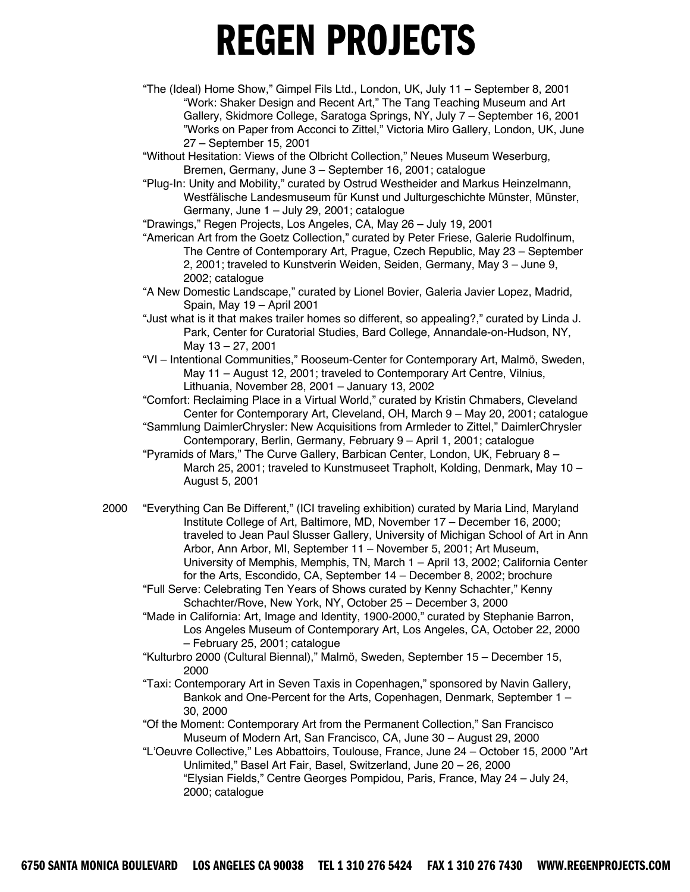"The (Ideal) Home Show," Gimpel Fils Ltd., London, UK, July 11 – September 8, 2001

"Work: Shaker Design and Recent Art," The Tang Teaching Museum and Art Gallery, Skidmore College, Saratoga Springs, NY, July 7 – September 16, 2001

"Works on Paper from Acconci to Zittel," Victoria Miro Gallery, London, UK, June 27 – September 15, 2001

"Without Hesitation: Views of the Olbricht Collection," Neues Museum Weserburg, Bremen, Germany, June 3 – September 16, 2001; catalogue

"Plug-In: Unity and Mobility," curated by Ostrud Westheider and Markus Heinzelmann, Westfälische Landesmuseum für Kunst und Julturgeschichte Münster, Münster, Germany, June 1 – July 29, 2001; catalogue

"Drawings," Regen Projects, Los Angeles, CA, May 26 – July 19, 2001

"American Art from the Goetz Collection," curated by Peter Friese, Galerie Rudolfinum, The Centre of Contemporary Art, Prague, Czech Republic, May 23 – September 2, 2001; traveled to Kunstverin Weiden, Seiden, Germany, May 3 – June 9, 2002; catalogue

"A New Domestic Landscape," curated by Lionel Bovier, Galeria Javier Lopez, Madrid, Spain, May 19 – April 2001

"Just what is it that makes trailer homes so different, so appealing?," curated by Linda J. Park, Center for Curatorial Studies, Bard College, Annandale-on-Hudson, NY, May 13 – 27, 2001

"VI – Intentional Communities," Rooseum-Center for Contemporary Art, Malmö, Sweden, May 11 – August 12, 2001; traveled to Contemporary Art Centre, Vilnius, Lithuania, November 28, 2001 – January 13, 2002

"Comfort: Reclaiming Place in a Virtual World," curated by Kristin Chmabers, Cleveland Center for Contemporary Art, Cleveland, OH, March 9 – May 20, 2001; catalogue

"Sammlung DaimlerChrysler: New Acquisitions from Armleder to Zittel," DaimlerChrysler Contemporary, Berlin, Germany, February 9 – April 1, 2001; catalogue

"Pyramids of Mars," The Curve Gallery, Barbican Center, London, UK, February 8 – March 25, 2001; traveled to Kunstmuseet Trapholt, Kolding, Denmark, May 10 – August 5, 2001

2000 "Everything Can Be Different," (ICI traveling exhibition) curated by Maria Lind, Maryland Institute College of Art, Baltimore, MD, November 17 – December 16, 2000; traveled to Jean Paul Slusser Gallery, University of Michigan School of Art in Ann Arbor, Ann Arbor, MI, September 11 – November 5, 2001; Art Museum, University of Memphis, Memphis, TN, March 1 – April 13, 2002; California Center for the Arts, Escondido, CA, September 14 – December 8, 2002; brochure

"Full Serve: Celebrating Ten Years of Shows curated by Kenny Schachter," Kenny Schachter/Rove, New York, NY, October 25 – December 3, 2000

"Made in California: Art, Image and Identity, 1900-2000," curated by Stephanie Barron, Los Angeles Museum of Contemporary Art, Los Angeles, CA, October 22, 2000 – February 25, 2001; catalogue

"Kulturbro 2000 (Cultural Biennal)," Malmö, Sweden, September 15 – December 15, 2000

"Taxi: Contemporary Art in Seven Taxis in Copenhagen," sponsored by Navin Gallery, Bankok and One-Percent for the Arts, Copenhagen, Denmark, September 1 – 30, 2000

"Of the Moment: Contemporary Art from the Permanent Collection," San Francisco Museum of Modern Art, San Francisco, CA, June 30 – August 29, 2000

"L'Oeuvre Collective," Les Abbattoirs, Toulouse, France, June 24 – October 15, 2000

"Art Unlimited," Basel Art Fair, Basel, Switzerland, June 20 – 26, 2000

"Elysian Fields," Centre Georges Pompidou, Paris, France, May 24 – July 24, 2000; catalogue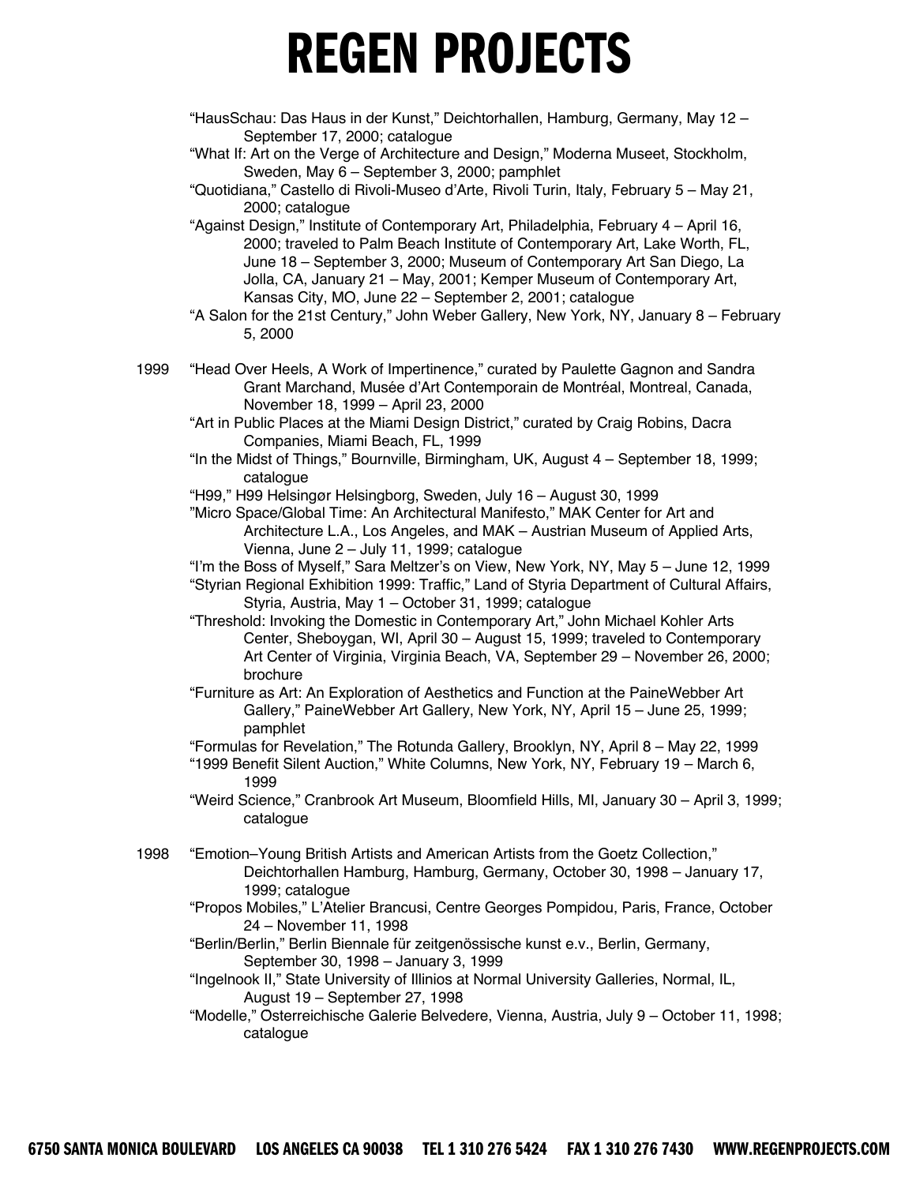"HausSchau: Das Haus in der Kunst," Deichtorhallen, Hamburg, Germany, May 12 – September 17, 2000; catalogue

"What If: Art on the Verge of Architecture and Design," Moderna Museet, Stockholm, Sweden, May 6 – September 3, 2000; pamphlet

"Quotidiana," Castello di Rivoli-Museo d'Arte, Rivoli Turin, Italy, February 5 – May 21, 2000; catalogue

"Against Design," Institute of Contemporary Art, Philadelphia, February 4 – April 16, 2000; traveled to Palm Beach Institute of Contemporary Art, Lake Worth, FL, June 18 – September 3, 2000; Museum of Contemporary Art San Diego, La Jolla, CA, January 21 – May, 2001; Kemper Museum of Contemporary Art, Kansas City, MO, June 22 – September 2, 2001; catalogue

"A Salon for the 21st Century," John Weber Gallery, New York, NY, January 8 – February 5, 2000

1999 "Head Over Heels, A Work of Impertinence," curated by Paulette Gagnon and Sandra Grant Marchand, Musée d'Art Contemporain de Montréal, Montreal, Canada, November 18, 1999 – April 23, 2000

"Art in Public Places at the Miami Design District," curated by Craig Robins, Dacra Companies, Miami Beach, FL, 1999

"In the Midst of Things," Bournville, Birmingham, UK, August 4 – September 18, 1999; catalogue

"H99," H99 Helsingør Helsingborg, Sweden, July 16 – August 30, 1999

"Micro Space/Global Time: An Architectural Manifesto," MAK Center for Art and Architecture L.A., Los Angeles, and MAK – Austrian Museum of Applied Arts, Vienna, June 2 – July 11, 1999; catalogue

"I'm the Boss of Myself," Sara Meltzer's on View, New York, NY, May 5 – June 12, 1999

"Styrian Regional Exhibition 1999: Traffic," Land of Styria Department of Cultural Affairs, Styria, Austria, May 1 – October 31, 1999; catalogue

"Threshold: Invoking the Domestic in Contemporary Art," John Michael Kohler Arts Center, Sheboygan, WI, April 30 – August 15, 1999; traveled to Contemporary Art Center of Virginia, Virginia Beach, VA, September 29 – November 26, 2000; brochure

"Furniture as Art: An Exploration of Aesthetics and Function at the PaineWebber Art Gallery," PaineWebber Art Gallery, New York, NY, April 15 – June 25, 1999; pamphlet

"Formulas for Revelation," The Rotunda Gallery, Brooklyn, NY, April 8 – May 22, 1999

"1999 Benefit Silent Auction," White Columns, New York, NY, February 19 – March 6, 1999

"Weird Science," Cranbrook Art Museum, Bloomfield Hills, MI, January 30 – April 3, 1999; catalogue

1998 "Emotion–Young British Artists and American Artists from the Goetz Collection," Deichtorhallen Hamburg, Hamburg, Germany, October 30, 1998 – January 17, 1999; catalogue

"Propos Mobiles," L'Atelier Brancusi, Centre Georges Pompidou, Paris, France, October 24 – November 11, 1998

"Berlin/Berlin," Berlin Biennale für zeitgenössische kunst e.v., Berlin, Germany, September 30, 1998 – January 3, 1999

"Ingelnook II," State University of Illinios at Normal University Galleries, Normal, IL, August 19 – September 27, 1998

"Modelle," Österreichische Galerie Belvedere, Vienna, Austria, July 9 – October 11, 1998; catalogue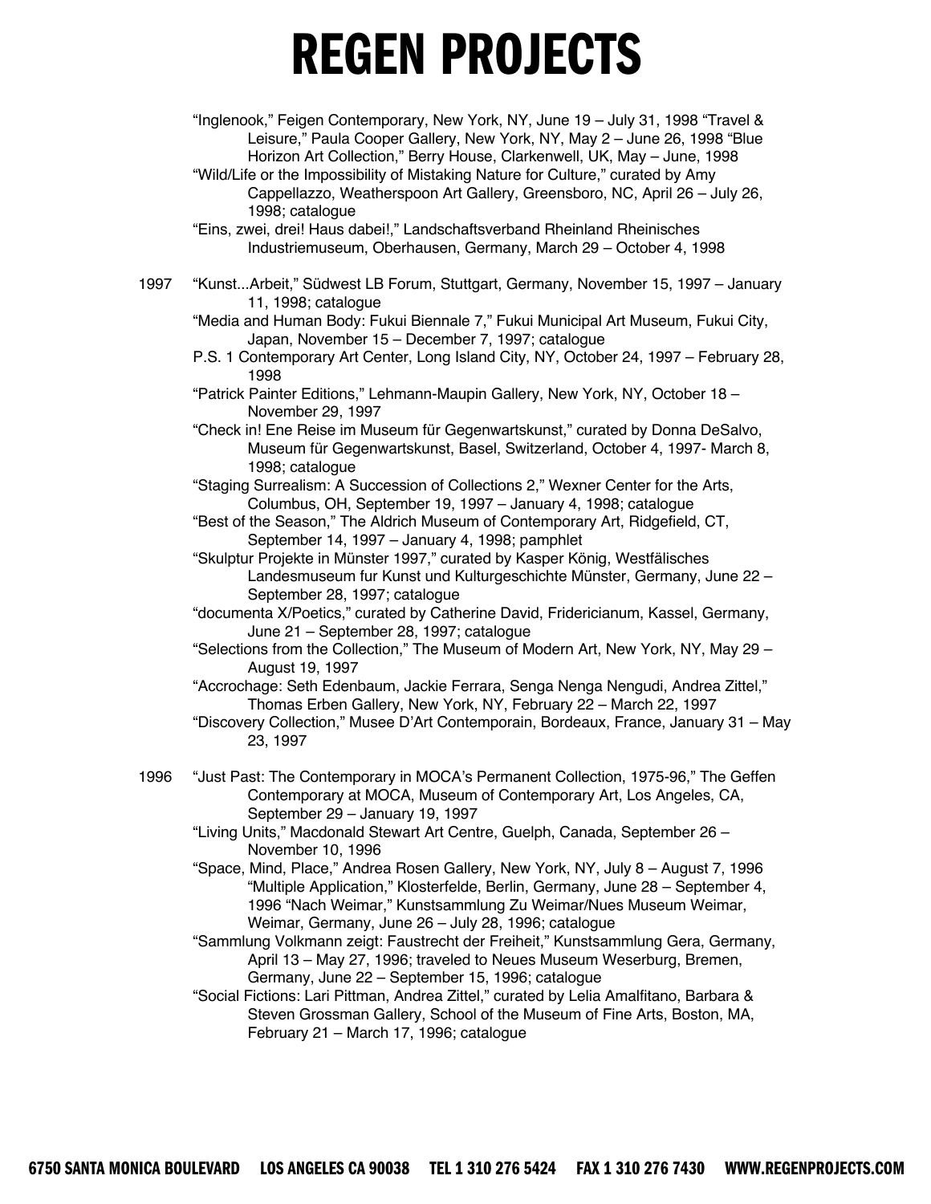"Inglenook," Feigen Contemporary, New York, NY, June 19 – July 31, 1998 "Travel & Leisure," Paula Cooper Gallery, New York, NY, May 2 – June 26, 1998 "Blue Horizon Art Collection," Berry House, Clarkenwell, UK, May – June, 1998

"Wild/Life or the Impossibility of Mistaking Nature for Culture," curated by Amy Cappellazzo, Weatherspoon Art Gallery, Greensboro, NC, April 26 – July 26, 1998; catalogue

"Eins, zwei, drei! Haus dabei!," Landschaftsverband Rheinland Rheinisches Industriemuseum, Oberhausen, Germany, March 29 – October 4, 1998

1997 "Kunst...Arbeit," Südwest LB Forum, Stuttgart, Germany, November 15, 1997 – January 11, 1998; catalogue

"Media and Human Body: Fukui Biennale 7," Fukui Municipal Art Museum, Fukui City, Japan, November 15 – December 7, 1997; catalogue

P.S. 1 Contemporary Art Center, Long Island City, NY, October 24, 1997 – February 28, 1998

"Patrick Painter Editions," Lehmann-Maupin Gallery, New York, NY, October 18 – November 29, 1997

"Check in! Ene Reise im Museum für Gegenwartskunst," curated by Donna DeSalvo, Museum für Gegenwartskunst, Basel, Switzerland, October 4, 1997- March 8, 1998; catalogue

"Staging Surrealism: A Succession of Collections 2," Wexner Center for the Arts, Columbus, OH, September 19, 1997 – January 4, 1998; catalogue

"Best of the Season," The Aldrich Museum of Contemporary Art, Ridgefield, CT, September 14, 1997 – January 4, 1998; pamphlet

"Skulptur Projekte in Münster 1997," curated by Kasper König, Westfälisches Landesmuseum fur Kunst und Kulturgeschichte Münster, Germany, June 22 – September 28, 1997; catalogue

"documenta X/Poetics," curated by Catherine David, Fridericianum, Kassel, Germany, June 21 – September 28, 1997; catalogue

"Selections from the Collection," The Museum of Modern Art, New York, NY, May 29 – August 19, 1997

"Accrochage: Seth Edenbaum, Jackie Ferrara, Senga Nenga Nengudi, Andrea Zittel," Thomas Erben Gallery, New York, NY, February 22 – March 22, 1997

"Discovery Collection," Musee D'Art Contemporain, Bordeaux, France, January 31 – May 23, 1997

1996 "Just Past: The Contemporary in MOCA's Permanent Collection, 1975-96," The Geffen Contemporary at MOCA, Museum of Contemporary Art, Los Angeles, CA, September 29 – January 19, 1997

"Living Units," Macdonald Stewart Art Centre, Guelph, Canada, September 26 – November 10, 1996

"Space, Mind, Place," Andrea Rosen Gallery, New York, NY, July 8 – August 7, 1996 "Multiple Application," Klosterfelde, Berlin, Germany, June 28 – September 4, 1996 "Nach Weimar," Kunstsammlung Zu Weimar/Nues Museum Weimar, Weimar, Germany, June 26 – July 28, 1996; catalogue

"Sammlung Volkmann zeigt: Faustrecht der Freiheit," Kunstsammlung Gera, Germany, April 13 – May 27, 1996; traveled to Neues Museum Weserburg, Bremen, Germany, June 22 – September 15, 1996; catalogue

"Social Fictions: Lari Pittman, Andrea Zittel," curated by Lelia Amalfitano, Barbara & Steven Grossman Gallery, School of the Museum of Fine Arts, Boston, MA, February 21 – March 17, 1996; catalogue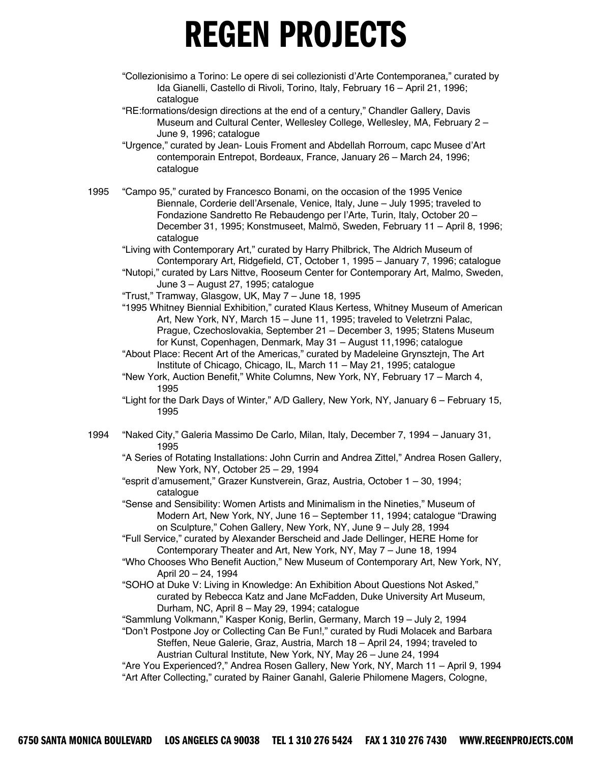"Collezionisimo a Torino: Le opere di sei collezionisti d'Arte Contemporanea," curated by Ida Gianelli, Castello di Rivoli, Torino, Italy, February 16 – April 21, 1996; catalogue

"RE:formations/design directions at the end of a century," Chandler Gallery, Davis Museum and Cultural Center, Wellesley College, Wellesley, MA, February 2 – June 9, 1996; catalogue

"Urgence," curated by Jean- Louis Froment and Abdellah Rorroum, capc Musee d'Art contemporain Entrepot, Bordeaux, France, January 26 – March 24, 1996; catalogue

1995 "Campo 95," curated by Francesco Bonami, on the occasion of the 1995 Venice Biennale, Corderie dell'Arsenale, Venice, Italy, June – July 1995; traveled to Fondazione Sandretto Re Rebaudengo per l'Arte, Turin, Italy, October 20 – December 31, 1995; Konstmuseet, Malmö, Sweden, February 11 – April 8, 1996; catalogue

"Living with Contemporary Art," curated by Harry Philbrick, The Aldrich Museum of Contemporary Art, Ridgefield, CT, October 1, 1995 – January 7, 1996; catalogue

"Nutopi," curated by Lars Nittve, Rooseum Center for Contemporary Art, Malmo, Sweden, June 3 – August 27, 1995; catalogue

"Trust," Tramway, Glasgow, UK, May 7 – June 18, 1995

"1995 Whitney Biennial Exhibition," curated Klaus Kertess, Whitney Museum of American Art, New York, NY, March 15 – June 11, 1995; traveled to Veletrzni Palac, Prague, Czechoslovakia, September 21 – December 3, 1995; Statens Museum for Kunst, Copenhagen, Denmark, May 31 – August 11,1996; catalogue

"About Place: Recent Art of the Americas," curated by Madeleine Grynsztejn, The Art Institute of Chicago, Chicago, IL, March 11 – May 21, 1995; catalogue

"New York, Auction Benefit," White Columns, New York, NY, February 17 – March 4, 1995

"Light for the Dark Days of Winter," A/D Gallery, New York, NY, January 6 – February 15, 1995

1994 "Naked City," Galeria Massimo De Carlo, Milan, Italy, December 7, 1994 – January 31, 1995

"A Series of Rotating Installations: John Currin and Andrea Zittel," Andrea Rosen Gallery, New York, NY, October 25 – 29, 1994

"esprit d'amusement," Grazer Kunstverein, Graz, Austria, October 1 – 30, 1994; catalogue

"Sense and Sensibility: Women Artists and Minimalism in the Nineties," Museum of Modern Art, New York, NY, June 16 – September 11, 1994; catalogue "Drawing on Sculpture," Cohen Gallery, New York, NY, June 9 – July 28, 1994

"Full Service," curated by Alexander Berscheid and Jade Dellinger, HERE Home for Contemporary Theater and Art, New York, NY, May 7 – June 18, 1994

"Who Chooses Who Benefit Auction," New Museum of Contemporary Art, New York, NY, April 20 – 24, 1994

"SOHO at Duke V: Living in Knowledge: An Exhibition About Questions Not Asked," curated by Rebecca Katz and Jane McFadden, Duke University Art Museum, Durham, NC, April 8 – May 29, 1994; catalogue

"Sammlung Volkmann," Kasper Konig, Berlin, Germany, March 19 – July 2, 1994

"Don't Postpone Joy or Collecting Can Be Fun!," curated by Rudi Molacek and Barbara Steffen, Neue Galerie, Graz, Austria, March 18 – April 24, 1994; traveled to Austrian Cultural Institute, New York, NY, May 26 – June 24, 1994

"Are You Experienced?," Andrea Rosen Gallery, New York, NY, March 11 – April 9, 1994

"Art After Collecting," curated by Rainer Ganahl, Galerie Philomene Magers, Cologne,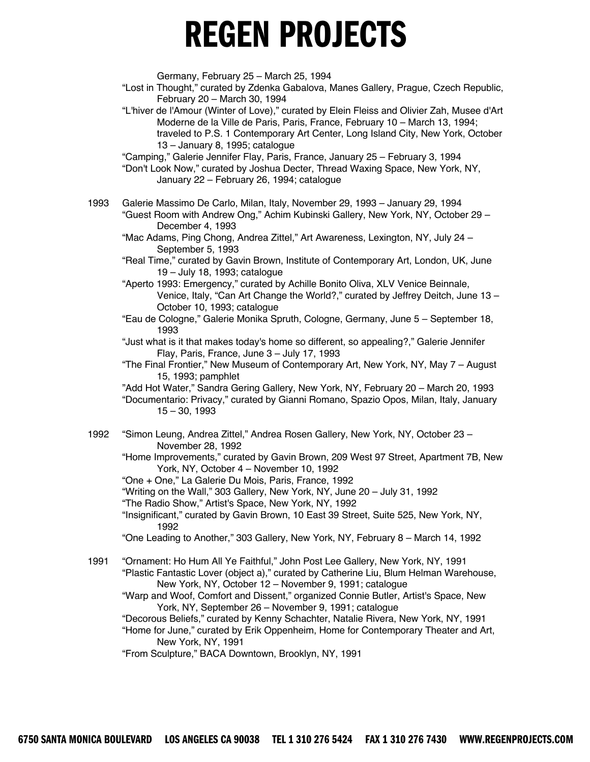Germany, February 25 – March 25, 1994

"Lost in Thought," curated by Zdenka Gabalova, Manes Gallery, Prague, Czech Republic, February 20 – March 30, 1994

"L'hiver de l'Amour (Winter of Love)," curated by Elein Fleiss and Olivier Zah, Musee d'Art Moderne de la Ville de Paris, Paris, France, February 10 – March 13, 1994; traveled to P.S. 1 Contemporary Art Center, Long Island City, New York, October 13 – January 8, 1995; catalogue

"Camping," Galerie Jennifer Flay, Paris, France, January 25 – February 3, 1994

"Don't Look Now," curated by Joshua Decter, Thread Waxing Space, New York, NY, January 22 – February 26, 1994; catalogue

1993 Galerie Massimo De Carlo, Milan, Italy, November 29, 1993 – January 29, 1994

"Guest Room with Andrew Ong," Achim Kubinski Gallery, New York, NY, October 29 – December 4, 1993

"Mac Adams, Ping Chong, Andrea Zittel," Art Awareness, Lexington, NY, July 24 – September 5, 1993

"Real Time," curated by Gavin Brown, Institute of Contemporary Art, London, UK, June 19 – July 18, 1993; catalogue

"Aperto 1993: Emergency," curated by Achille Bonito Oliva, XLV Venice Beinnale, Venice, Italy, "Can Art Change the World?," curated by Jeffrey Deitch, June 13 – October 10, 1993; catalogue

"Eau de Cologne," Galerie Monika Spruth, Cologne, Germany, June 5 – September 18, 1993

"Just what is it that makes today's home so different, so appealing?," Galerie Jennifer Flay, Paris, France, June 3 – July 17, 1993

"The Final Frontier," New Museum of Contemporary Art, New York, NY, May 7 – August 15, 1993; pamphlet

"Add Hot Water," Sandra Gering Gallery, New York, NY, February 20 – March 20, 1993

"Documentario: Privacy," curated by Gianni Romano, Spazio Opos, Milan, Italy, January 15 – 30, 1993

1992 "Simon Leung, Andrea Zittel," Andrea Rosen Gallery, New York, NY, October 23 – November 28, 1992

"Home Improvements," curated by Gavin Brown, 209 West 97 Street, Apartment 7B, New York, NY, October 4 – November 10, 1992

"One + One," La Galerie Du Mois, Paris, France, 1992

"Writing on the Wall," 303 Gallery, New York, NY, June 20 – July 31, 1992

"The Radio Show," Artist's Space, New York, NY, 1992

"Insignificant," curated by Gavin Brown, 10 East 39 Street, Suite 525, New York, NY, 1992

"One Leading to Another," 303 Gallery, New York, NY, February 8 – March 14, 1992

1991 "Ornament: Ho Hum All Ye Faithful," John Post Lee Gallery, New York, NY, 1991

"Plastic Fantastic Lover (object a)," curated by Catherine Liu, Blum Helman Warehouse, New York, NY, October 12 – November 9, 1991; catalogue

"Warp and Woof, Comfort and Dissent," organized Connie Butler, Artist's Space, New York, NY, September 26 – November 9, 1991; catalogue

"Decorous Beliefs," curated by Kenny Schachter, Natalie Rivera, New York, NY, 1991

"Home for June," curated by Erik Oppenheim, Home for Contemporary Theater and Art, New York, NY, 1991

"From Sculpture," BACA Downtown, Brooklyn, NY, 1991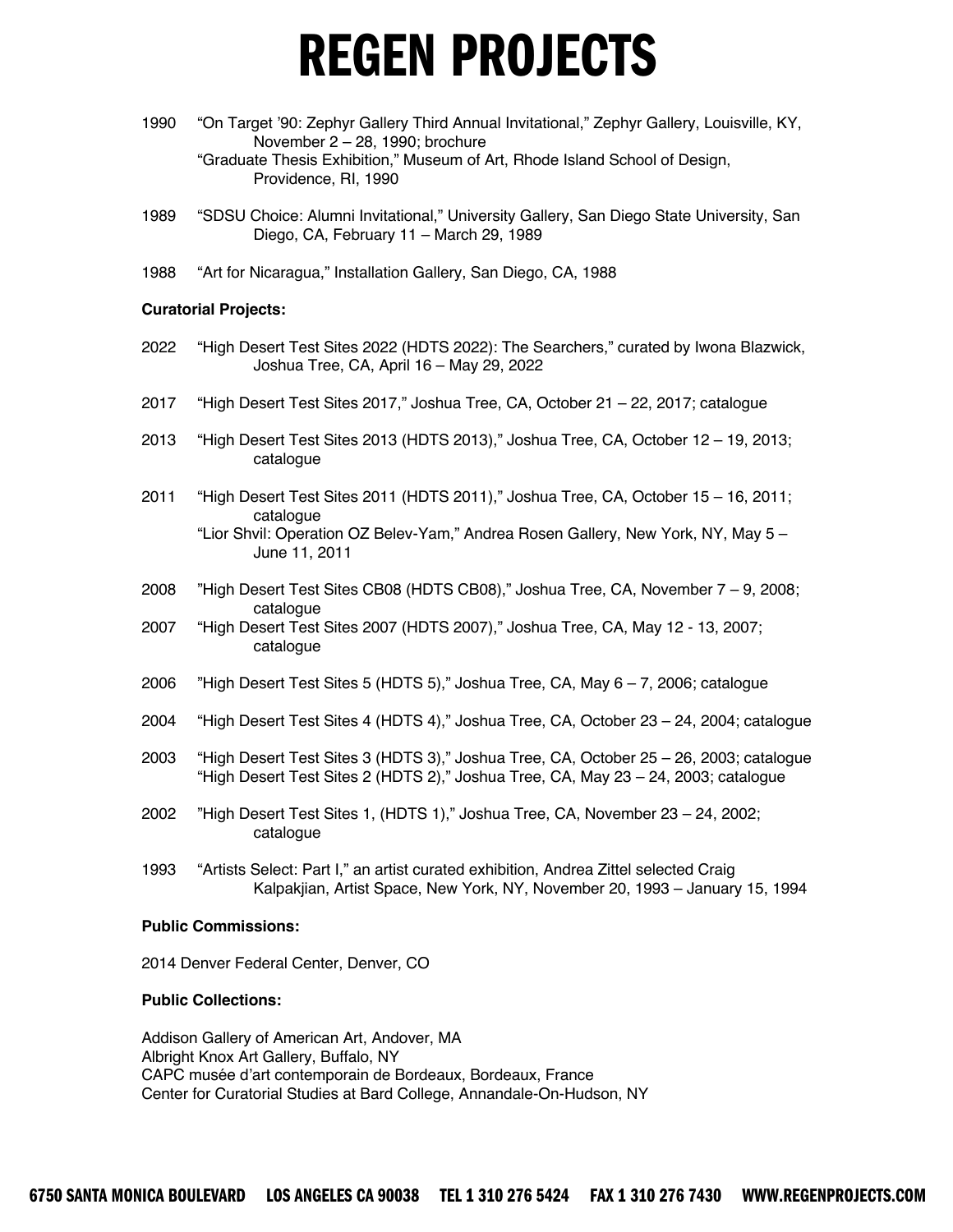1990 "On Target '90: Zephyr Gallery Third Annual Invitational," Zephyr Gallery, Louisville, KY, November 2 – 28, 1990; brochure
"Graduate Thesis Exhibition," Museum of Art, Rhode Island School of Design, Providence, RI, 1990

1989 "SDSU Choice: Alumni Invitational," University Gallery, San Diego State University, San Diego, CA, February 11 – March 29, 1989

1988 "Art for Nicaragua," Installation Gallery, San Diego, CA, 1988

**Curatorial Projects:**

2022 "High Desert Test Sites 2022 (HDTS 2022): The Searchers," curated by Iwona Blazwick, Joshua Tree, CA, April 16 – May 29, 2022

2017 "High Desert Test Sites 2017," Joshua Tree, CA, October 21 – 22, 2017; catalogue

2013 "High Desert Test Sites 2013 (HDTS 2013)," Joshua Tree, CA, October 12 – 19, 2013; catalogue

2011 "High Desert Test Sites 2011 (HDTS 2011)," Joshua Tree, CA, October 15 – 16, 2011; catalogue
"Lior Shvil: Operation OZ Belev-Yam," Andrea Rosen Gallery, New York, NY, May 5 – June 11, 2011

2008 "High Desert Test Sites CB08 (HDTS CB08)," Joshua Tree, CA, November 7 – 9, 2008; catalogue

2007 "High Desert Test Sites 2007 (HDTS 2007)," Joshua Tree, CA, May 12 - 13, 2007; catalogue

2006 "High Desert Test Sites 5 (HDTS 5)," Joshua Tree, CA, May 6 – 7, 2006; catalogue

2004 "High Desert Test Sites 4 (HDTS 4)," Joshua Tree, CA, October 23 – 24, 2004; catalogue

2003 "High Desert Test Sites 3 (HDTS 3)," Joshua Tree, CA, October 25 – 26, 2003; catalogue
"High Desert Test Sites 2 (HDTS 2)," Joshua Tree, CA, May 23 – 24, 2003; catalogue

2002 "High Desert Test Sites 1, (HDTS 1)," Joshua Tree, CA, November 23 – 24, 2002; catalogue

1993 "Artists Select: Part I," an artist curated exhibition, Andrea Zittel selected Craig Kalpakjian, Artist Space, New York, NY, November 20, 1993 – January 15, 1994

**Public Commissions:**

2014 Denver Federal Center, Denver, CO

**Public Collections:**

Addison Gallery of American Art, Andover, MA
Albright Knox Art Gallery, Buffalo, NY
CAPC musée d'art contemporain de Bordeaux, Bordeaux, France
Center for Curatorial Studies at Bard College, Annandale-On-Hudson, NY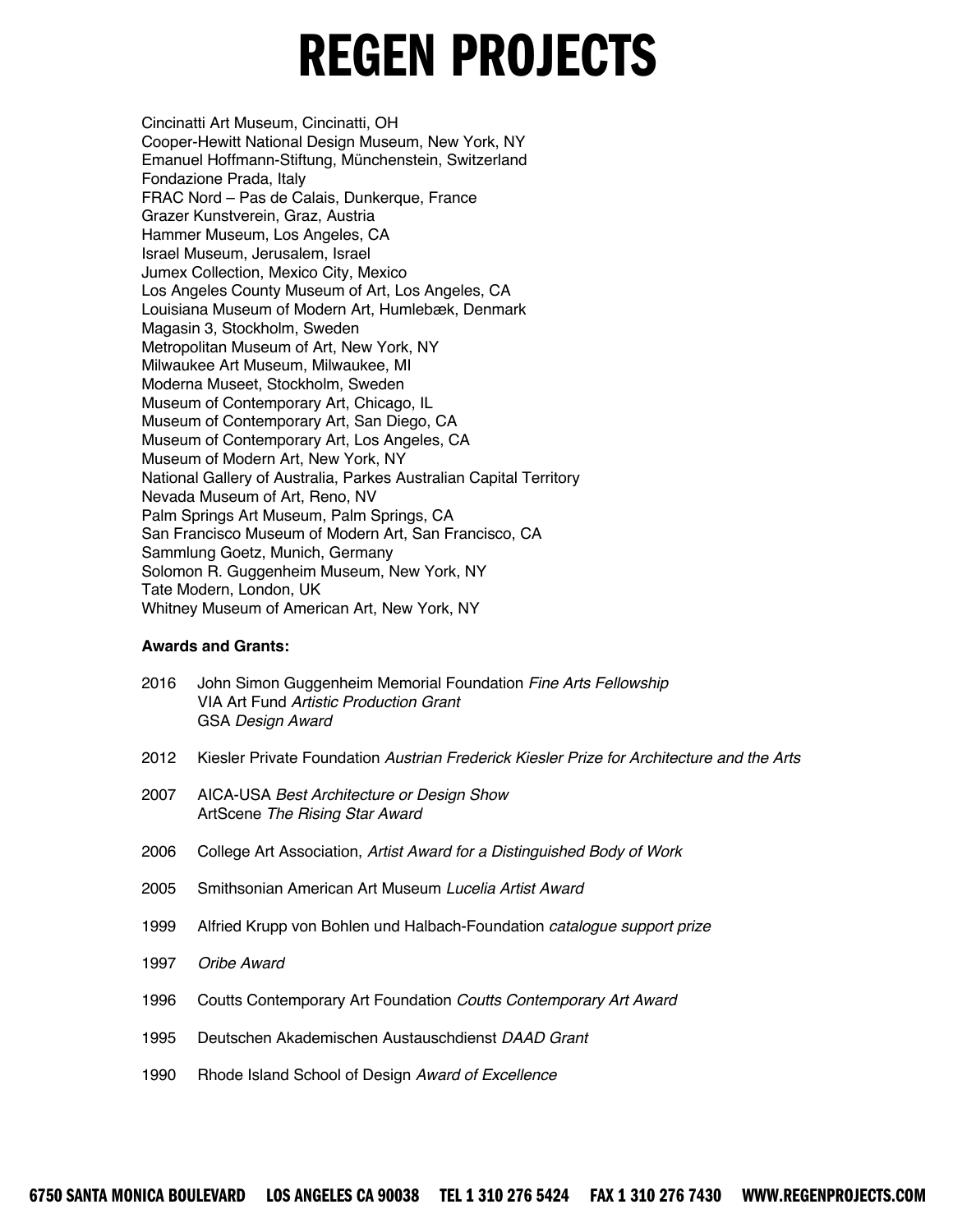Cincinatti Art Museum, Cincinatti, OH
Cooper-Hewitt National Design Museum, New York, NY
Emanuel Hoffmann-Stiftung, Münchenstein, Switzerland
Fondazione Prada, Italy
FRAC Nord – Pas de Calais, Dunkerque, France
Grazer Kunstverein, Graz, Austria
Hammer Museum, Los Angeles, CA
Israel Museum, Jerusalem, Israel
Jumex Collection, Mexico City, Mexico
Los Angeles County Museum of Art, Los Angeles, CA
Louisiana Museum of Modern Art, Humlebæk, Denmark
Magasin 3, Stockholm, Sweden
Metropolitan Museum of Art, New York, NY
Milwaukee Art Museum, Milwaukee, MI
Moderna Museet, Stockholm, Sweden
Museum of Contemporary Art, Chicago, IL
Museum of Contemporary Art, San Diego, CA
Museum of Contemporary Art, Los Angeles, CA
Museum of Modern Art, New York, NY
National Gallery of Australia, Parkes Australian Capital Territory
Nevada Museum of Art, Reno, NV
Palm Springs Art Museum, Palm Springs, CA
San Francisco Museum of Modern Art, San Francisco, CA
Sammlung Goetz, Munich, Germany
Solomon R. Guggenheim Museum, New York, NY
Tate Modern, London, UK
Whitney Museum of American Art, New York, NY

**Awards and Grants:**

2016 John Simon Guggenheim Memorial Foundation *Fine Arts Fellowship*
VIA Art Fund *Artistic Production Grant*
GSA *Design Award*

2012 Kiesler Private Foundation *Austrian Frederick Kiesler Prize for Architecture and the Arts*

2007 AICA-USA *Best Architecture or Design Show*
ArtScene *The Rising Star Award*

2006 College Art Association, *Artist Award for a Distinguished Body of Work*

2005 Smithsonian American Art Museum *Lucelia Artist Award*

1999 Alfried Krupp von Bohlen und Halbach-Foundation *catalogue support prize*

1997 *Oribe Award*

1996 Coutts Contemporary Art Foundation *Coutts Contemporary Art Award*

1995 Deutschen Akademischen Austauschdienst *DAAD Grant*

1990 Rhode Island School of Design *Award of Excellence*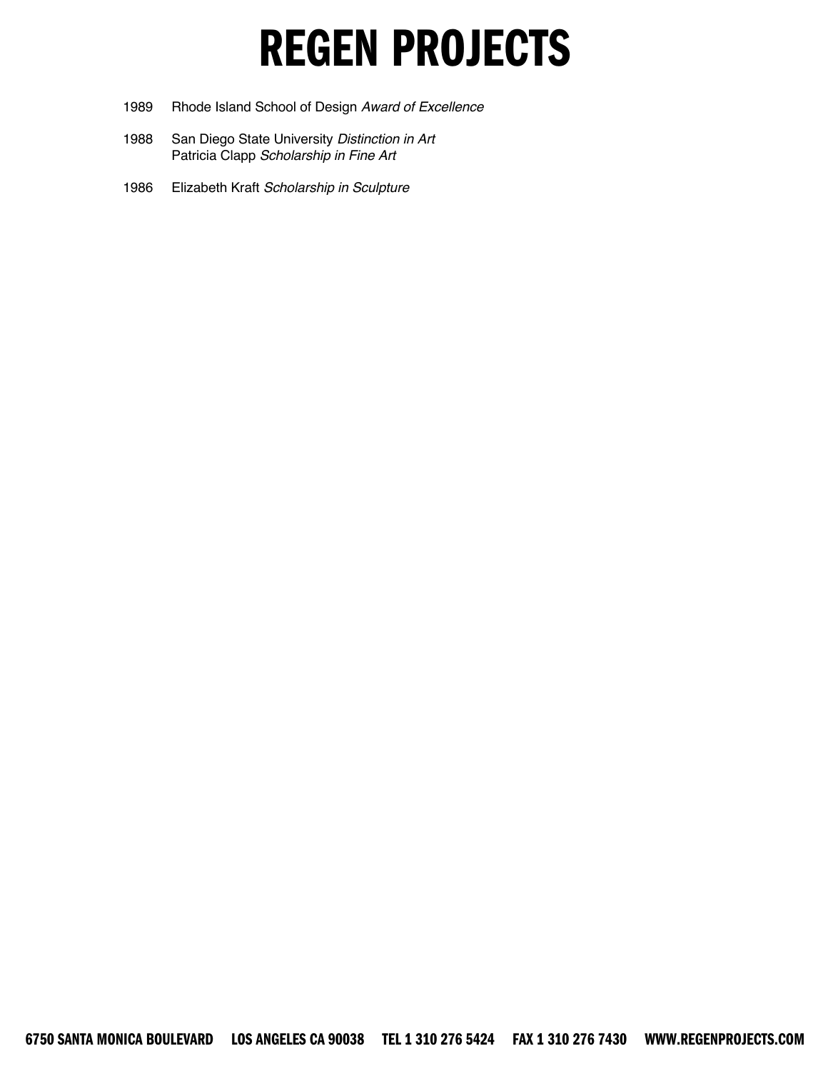1989 Rhode Island School of Design *Award of Excellence*

1988 San Diego State University *Distinction in Art*
Patricia Clapp *Scholarship in Fine Art*

1986 Elizabeth Kraft *Scholarship in Sculpture*